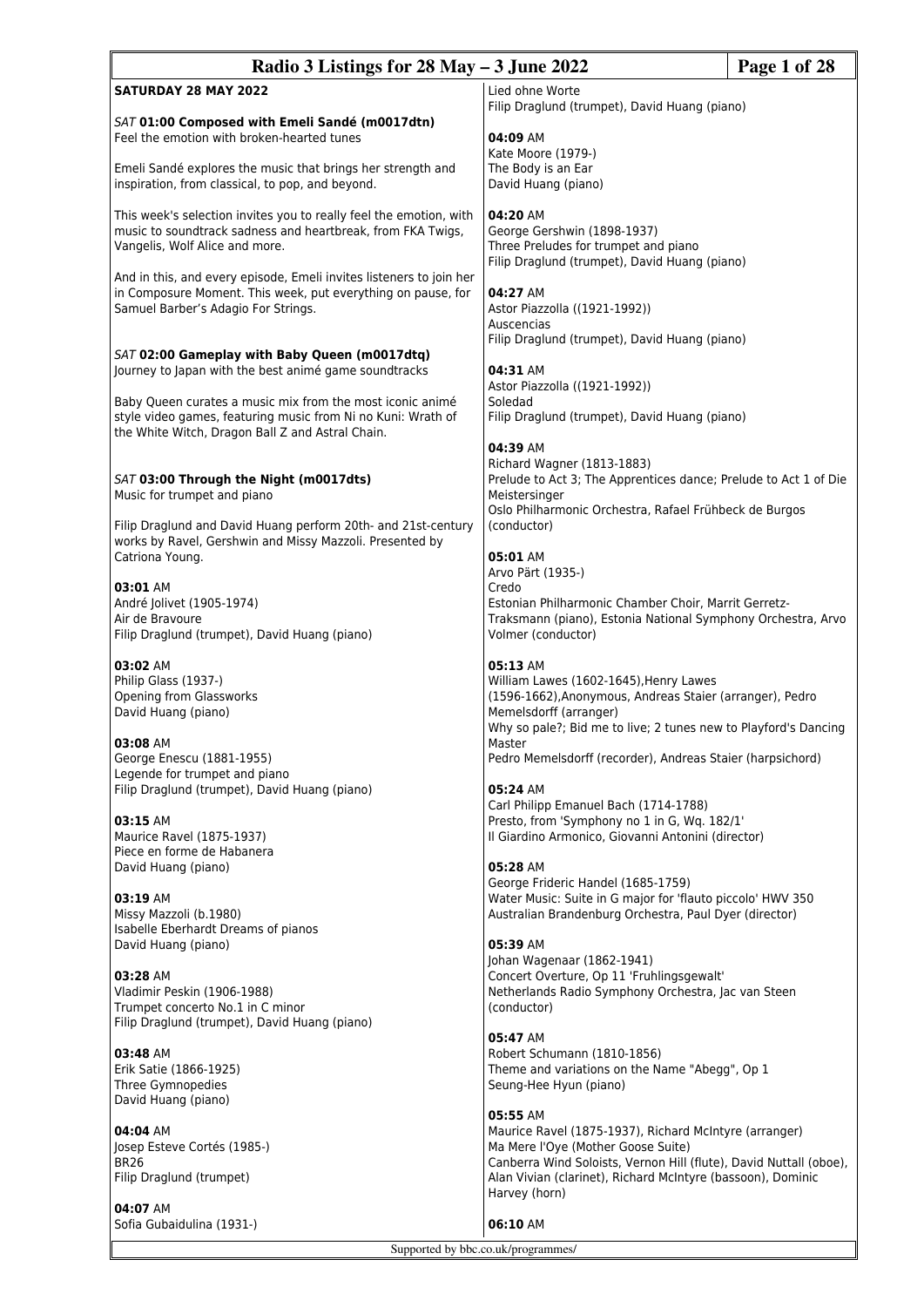# Radio 3 Listings for 28 May – 3 June 2022

**SATURDAY 28 MAY 2022**

*SAT* **01:00 Composed with Emeli Sandé (m0017dtn)**
Feel the emotion with broken-hearted tunes

Emeli Sandé explores the music that brings her strength and inspiration, from classical, to pop, and beyond.

This week's selection invites you to really feel the emotion, with music to soundtrack sadness and heartbreak, from FKA Twigs, Vangelis, Wolf Alice and more.

And in this, and every episode, Emeli invites listeners to join her in Composure Moment. This week, put everything on pause, for Samuel Barber's Adagio For Strings.

*SAT* **02:00 Gameplay with Baby Queen (m0017dtq)**
Journey to Japan with the best animé game soundtracks

Baby Queen curates a music mix from the most iconic animé style video games, featuring music from Ni no Kuni: Wrath of the White Witch, Dragon Ball Z and Astral Chain.

*SAT* **03:00 Through the Night (m0017dts)**
Music for trumpet and piano

Filip Draglund and David Huang perform 20th- and 21st-century works by Ravel, Gershwin and Missy Mazzoli. Presented by Catriona Young.

**03:01** AM
André Jolivet (1905-1974)
Air de Bravoure
Filip Draglund (trumpet), David Huang (piano)

**03:02** AM
Philip Glass (1937-)
Opening from Glassworks
David Huang (piano)

**03:08** AM
George Enescu (1881-1955)
Legende for trumpet and piano
Filip Draglund (trumpet), David Huang (piano)

**03:15** AM
Maurice Ravel (1875-1937)
Piece en forme de Habanera
David Huang (piano)

**03:19** AM
Missy Mazzoli (b.1980)
Isabelle Eberhardt Dreams of pianos
David Huang (piano)

**03:28** AM
Vladimir Peskin (1906-1988)
Trumpet concerto No.1 in C minor
Filip Draglund (trumpet), David Huang (piano)

**03:48** AM
Erik Satie (1866-1925)
Three Gymnopedies
David Huang (piano)

**04:04** AM
Josep Esteve Cortés (1985-)
BR26
Filip Draglund (trumpet)

**04:07** AM
Sofia Gubaidulina (1931-)
Lied ohne Worte
Filip Draglund (trumpet), David Huang (piano)

**04:09** AM
Kate Moore (1979-)
The Body is an Ear
David Huang (piano)

**04:20** AM
George Gershwin (1898-1937)
Three Preludes for trumpet and piano
Filip Draglund (trumpet), David Huang (piano)

**04:27** AM
Astor Piazzolla ((1921-1992))
Auscencias
Filip Draglund (trumpet), David Huang (piano)

**04:31** AM
Astor Piazzolla ((1921-1992))
Soledad
Filip Draglund (trumpet), David Huang (piano)

**04:39** AM
Richard Wagner (1813-1883)
Prelude to Act 3; The Apprentices dance; Prelude to Act 1 of Die Meistersinger
Oslo Philharmonic Orchestra, Rafael Frühbeck de Burgos (conductor)

**05:01** AM
Arvo Pärt (1935-)
Credo
Estonian Philharmonic Chamber Choir, Marrit Gerretz-Traksmann (piano), Estonia National Symphony Orchestra, Arvo Volmer (conductor)

**05:13** AM
William Lawes (1602-1645),Henry Lawes (1596-1662),Anonymous, Andreas Staier (arranger), Pedro Memelsdorff (arranger)
Why so pale?; Bid me to live; 2 tunes new to Playford's Dancing Master
Pedro Memelsdorff (recorder), Andreas Staier (harpsichord)

**05:24** AM
Carl Philipp Emanuel Bach (1714-1788)
Presto, from 'Symphony no 1 in G, Wq. 182/1'
Il Giardino Armonico, Giovanni Antonini (director)

**05:28** AM
George Frideric Handel (1685-1759)
Water Music: Suite in G major for 'flauto piccolo' HWV 350
Australian Brandenburg Orchestra, Paul Dyer (director)

**05:39** AM
Johan Wagenaar (1862-1941)
Concert Overture, Op 11 'Fruhlingsgewalt'
Netherlands Radio Symphony Orchestra, Jac van Steen (conductor)

**05:47** AM
Robert Schumann (1810-1856)
Theme and variations on the Name "Abegg", Op 1
Seung-Hee Hyun (piano)

**05:55** AM
Maurice Ravel (1875-1937), Richard McIntyre (arranger)
Ma Mere l'Oye (Mother Goose Suite)
Canberra Wind Soloists, Vernon Hill (flute), David Nuttall (oboe), Alan Vivian (clarinet), Richard McIntyre (bassoon), Dominic Harvey (horn)

**06:10** AM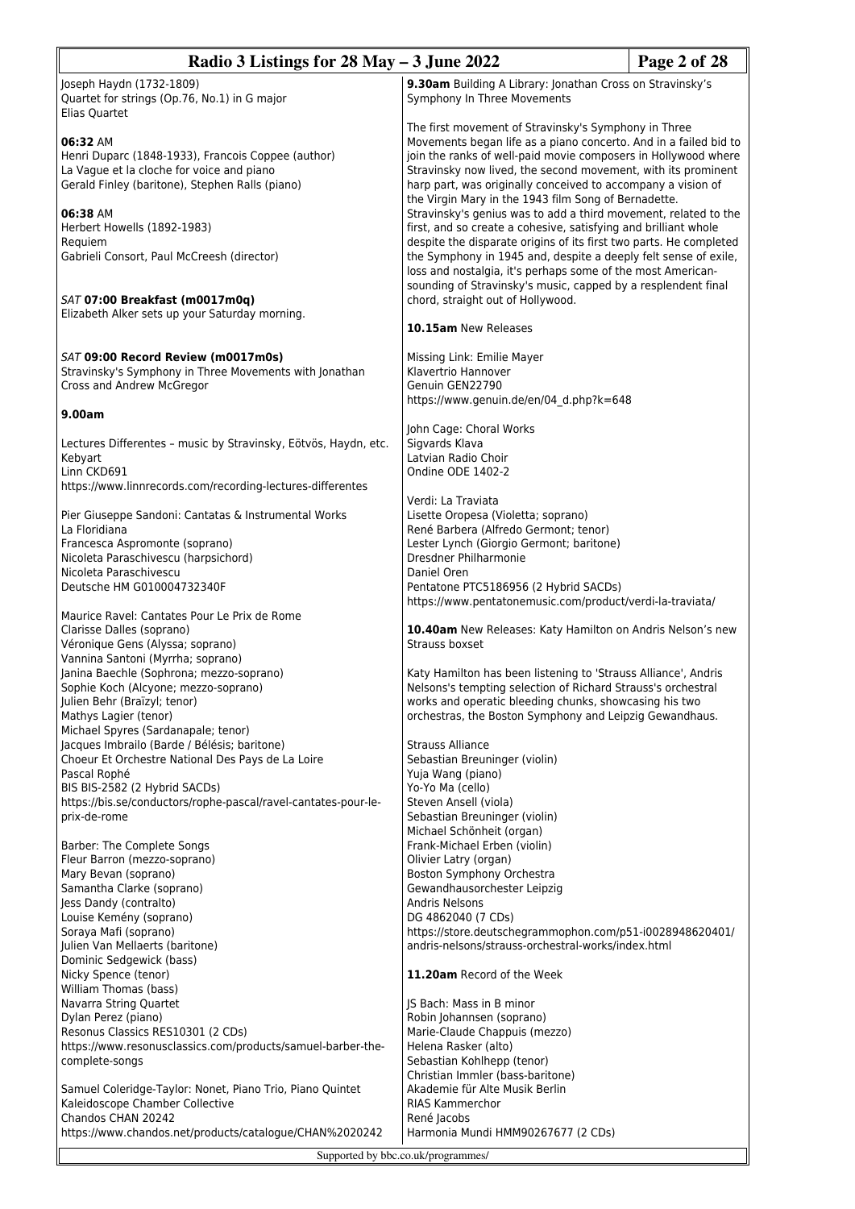Joseph Haydn (1732-1809)
Quartet for strings (Op.76, No.1) in G major
Elias Quartet

**06:32** AM
Henri Duparc (1848-1933), Francois Coppee (author)
La Vague et la cloche for voice and piano
Gerald Finley (baritone), Stephen Ralls (piano)

**06:38** AM
Herbert Howells (1892-1983)
Requiem
Gabrieli Consort, Paul McCreesh (director)

*SAT* **07:00 Breakfast (m0017m0q)**
Elizabeth Alker sets up your Saturday morning.

*SAT* **09:00 Record Review (m0017m0s)**
Stravinsky's Symphony in Three Movements with Jonathan Cross and Andrew McGregor

**9.00am**

Lectures Differentes – music by Stravinsky, Eötvös, Haydn, etc.
Kebyart
Linn CKD691
https://www.linnrecords.com/recording-lectures-differentes

Pier Giuseppe Sandoni: Cantatas & Instrumental Works
La Floridiana
Francesca Aspromonte (soprano)
Nicoleta Paraschivescu (harpsichord)
Nicoleta Paraschivescu
Deutsche HM G010004732340F

Maurice Ravel: Cantates Pour Le Prix de Rome
Clarisse Dalles (soprano)
Véronique Gens (Alyssa; soprano)
Vannina Santoni (Myrrha; soprano)
Janina Baechle (Sophrona; mezzo-soprano)
Sophie Koch (Alcyone; mezzo-soprano)
Julien Behr (Braïzyl; tenor)
Mathys Lagier (tenor)
Michael Spyres (Sardanapale; tenor)
Jacques Imbrailo (Barde / Bélésis; baritone)
Choeur Et Orchestre National Des Pays de La Loire
Pascal Rophé
BIS BIS-2582 (2 Hybrid SACDs)
https://bis.se/conductors/rophe-pascal/ravel-cantates-pour-le-prix-de-rome

Barber: The Complete Songs
Fleur Barron (mezzo-soprano)
Mary Bevan (soprano)
Samantha Clarke (soprano)
Jess Dandy (contralto)
Louise Kemény (soprano)
Soraya Mafi (soprano)
Julien Van Mellaerts (baritone)
Dominic Sedgewick (bass)
Nicky Spence (tenor)
William Thomas (bass)
Navarra String Quartet
Dylan Perez (piano)
Resonus Classics RES10301 (2 CDs)
https://www.resonusclassics.com/products/samuel-barber-the-complete-songs

Samuel Coleridge-Taylor: Nonet, Piano Trio, Piano Quintet
Kaleidoscope Chamber Collective
Chandos CHAN 20242
https://www.chandos.net/products/catalogue/CHAN%2020242

**9.30am** Building A Library: Jonathan Cross on Stravinsky's Symphony In Three Movements

The first movement of Stravinsky's Symphony in Three Movements began life as a piano concerto. And in a failed bid to join the ranks of well-paid movie composers in Hollywood where Stravinsky now lived, the second movement, with its prominent harp part, was originally conceived to accompany a vision of the Virgin Mary in the 1943 film Song of Bernadette. Stravinsky's genius was to add a third movement, related to the first, and so create a cohesive, satisfying and brilliant whole despite the disparate origins of its first two parts. He completed the Symphony in 1945 and, despite a deeply felt sense of exile, loss and nostalgia, it's perhaps some of the most American-sounding of Stravinsky's music, capped by a resplendent final chord, straight out of Hollywood.

**10.15am** New Releases

Missing Link: Emilie Mayer
Klavertrio Hannover
Genuin GEN22790
https://www.genuin.de/en/04_d.php?k=648

John Cage: Choral Works
Sigvards Klava
Latvian Radio Choir
Ondine ODE 1402-2

Verdi: La Traviata
Lisette Oropesa (Violetta; soprano)
René Barbera (Alfredo Germont; tenor)
Lester Lynch (Giorgio Germont; baritone)
Dresdner Philharmonie
Daniel Oren
Pentatone PTC5186956 (2 Hybrid SACDs)
https://www.pentatonemusic.com/product/verdi-la-traviata/

**10.40am** New Releases: Katy Hamilton on Andris Nelson's new Strauss boxset

Katy Hamilton has been listening to 'Strauss Alliance', Andris Nelsons's tempting selection of Richard Strauss's orchestral works and operatic bleeding chunks, showcasing his two orchestras, the Boston Symphony and Leipzig Gewandhaus.

Strauss Alliance
Sebastian Breuninger (violin)
Yuja Wang (piano)
Yo-Yo Ma (cello)
Steven Ansell (viola)
Sebastian Breuninger (violin)
Michael Schönheit (organ)
Frank-Michael Erben (violin)
Olivier Latry (organ)
Boston Symphony Orchestra
Gewandhausorchester Leipzig
Andris Nelsons
DG 4862040 (7 CDs)
https://store.deutschegrammophon.com/p51-i0028948620401/andris-nelsons/strauss-orchestral-works/index.html

**11.20am** Record of the Week

JS Bach: Mass in B minor
Robin Johannsen (soprano)
Marie-Claude Chappuis (mezzo)
Helena Rasker (alto)
Sebastian Kohlhepp (tenor)
Christian Immler (bass-baritone)
Akademie für Alte Musik Berlin
RIAS Kammerchor
René Jacobs
Harmonia Mundi HMM90267677 (2 CDs)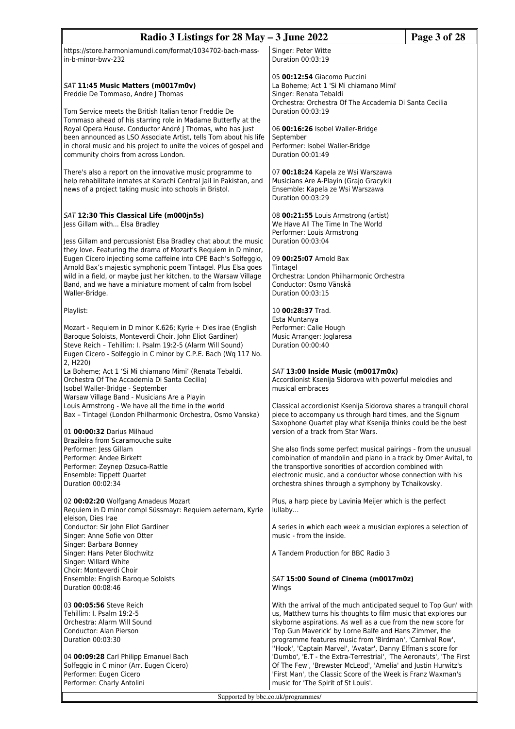https://store.harmoniamundi.com/format/1034702-bach-mass-in-b-minor-bwv-232

*SAT* **11:45 Music Matters (m0017m0v)**
Freddie De Tommaso, Andre J Thomas

Tom Service meets the British Italian tenor Freddie De Tommaso ahead of his starring role in Madame Butterfly at the Royal Opera House. Conductor André J Thomas, who has just been announced as LSO Associate Artist, tells Tom about his life in choral music and his project to unite the voices of gospel and community choirs from across London.

There's also a report on the innovative music programme to help rehabilitate inmates at Karachi Central Jail in Pakistan, and news of a project taking music into schools in Bristol.

*SAT* **12:30 This Classical Life (m000jn5s)**
Jess Gillam with... Elsa Bradley

Jess Gillam and percussionist Elsa Bradley chat about the music they love. Featuring the drama of Mozart's Requiem in D minor, Eugen Cicero injecting some caffeine into CPE Bach's Solfeggio, Arnold Bax's majestic symphonic poem Tintagel. Plus Elsa goes wild in a field, or maybe just her kitchen, to the Warsaw Village Band, and we have a miniature moment of calm from Isobel Waller-Bridge.

Playlist:

Mozart - Requiem in D minor K.626; Kyrie + Dies irae (English Baroque Soloists, Monteverdi Choir, John Eliot Gardiner)
Steve Reich – Tehillim: I. Psalm 19:2-5 (Alarm Will Sound)
Eugen Cicero - Solfeggio in C minor by C.P.E. Bach (Wq 117 No. 2, H220)
La Boheme; Act 1 'Si Mi chiamano Mimi' (Renata Tebaldi, Orchestra Of The Accademia Di Santa Cecilia)
Isobel Waller-Bridge - September
Warsaw Village Band - Musicians Are a Playin
Louis Armstrong - We have all the time in the world
Bax – Tintagel (London Philharmonic Orchestra, Osmo Vanska)

01 **00:00:32** Darius Milhaud
Brazileira from Scaramouche suite
Performer: Jess Gillam
Performer: Andee Birkett
Performer: Zeynep Ozsuca-Rattle
Ensemble: Tippett Quartet
Duration 00:02:34

02 **00:02:20** Wolfgang Amadeus Mozart
Requiem in D minor compl Süssmayr: Requiem aeternam, Kyrie eleison, Dies Irae
Conductor: Sir John Eliot Gardiner
Singer: Anne Sofie von Otter
Singer: Barbara Bonney
Singer: Hans Peter Blochwitz
Singer: Willard White
Choir: Monteverdi Choir
Ensemble: English Baroque Soloists
Duration 00:08:46

03 **00:05:56** Steve Reich
Tehillim: I. Psalm 19:2-5
Orchestra: Alarm Will Sound
Conductor: Alan Pierson
Duration 00:03:30

04 **00:09:28** Carl Philipp Emanuel Bach
Solfeggio in C minor (Arr. Eugen Cicero)
Performer: Eugen Cicero
Performer: Charly Antolini
Singer: Peter Witte
Duration 00:03:19

05 **00:12:54** Giacomo Puccini
La Boheme; Act 1 'Si Mi chiamano Mimi'
Singer: Renata Tebaldi
Orchestra: Orchestra Of The Accademia Di Santa Cecilia
Duration 00:03:19

06 **00:16:26** Isobel Waller-Bridge
September
Performer: Isobel Waller-Bridge
Duration 00:01:49

07 **00:18:24** Kapela ze Wsi Warszawa
Musicians Are A-Playin (Grajo Gracyki)
Ensemble: Kapela ze Wsi Warszawa
Duration 00:03:29

08 **00:21:55** Louis Armstrong (artist)
We Have All The Time In The World
Performer: Louis Armstrong
Duration 00:03:04

09 **00:25:07** Arnold Bax
Tintagel
Orchestra: London Philharmonic Orchestra
Conductor: Osmo Vänskä
Duration 00:03:15

10 **00:28:37** Trad.
Esta Muntanya
Performer: Calie Hough
Music Arranger: Joglaresa
Duration 00:00:40

*SAT* **13:00 Inside Music (m0017m0x)**
Accordionist Ksenija Sidorova with powerful melodies and musical embraces

Classical accordionist Ksenija Sidorova shares a tranquil choral piece to accompany us through hard times, and the Signum Saxophone Quartet play what Ksenija thinks could be the best version of a track from Star Wars.

She also finds some perfect musical pairings - from the unusual combination of mandolin and piano in a track by Omer Avital, to the transportive sonorities of accordion combined with electronic music, and a conductor whose connection with his orchestra shines through a symphony by Tchaikovsky.

Plus, a harp piece by Lavinia Meijer which is the perfect lullaby...

A series in which each week a musician explores a selection of music - from the inside.

A Tandem Production for BBC Radio 3

*SAT* **15:00 Sound of Cinema (m0017m0z)**
Wings

With the arrival of the much anticipated sequel to Top Gun' with us, Matthew turns his thoughts to film music that explores our skyborne aspirations. As well as a cue from the new score for 'Top Gun Maverick' by Lorne Balfe and Hans Zimmer, the programme features music from 'Birdman', 'Carnival Row', ''Hook', 'Captain Marvel', 'Avatar', Danny Elfman's score for 'Dumbo', 'E.T - the Extra-Terrestrial', 'The Aeronauts', 'The First Of The Few', 'Brewster McLeod', 'Amelia' and Justin Hurwitz's 'First Man', the Classic Score of the Week is Franz Waxman's music for 'The Spirit of St Louis'.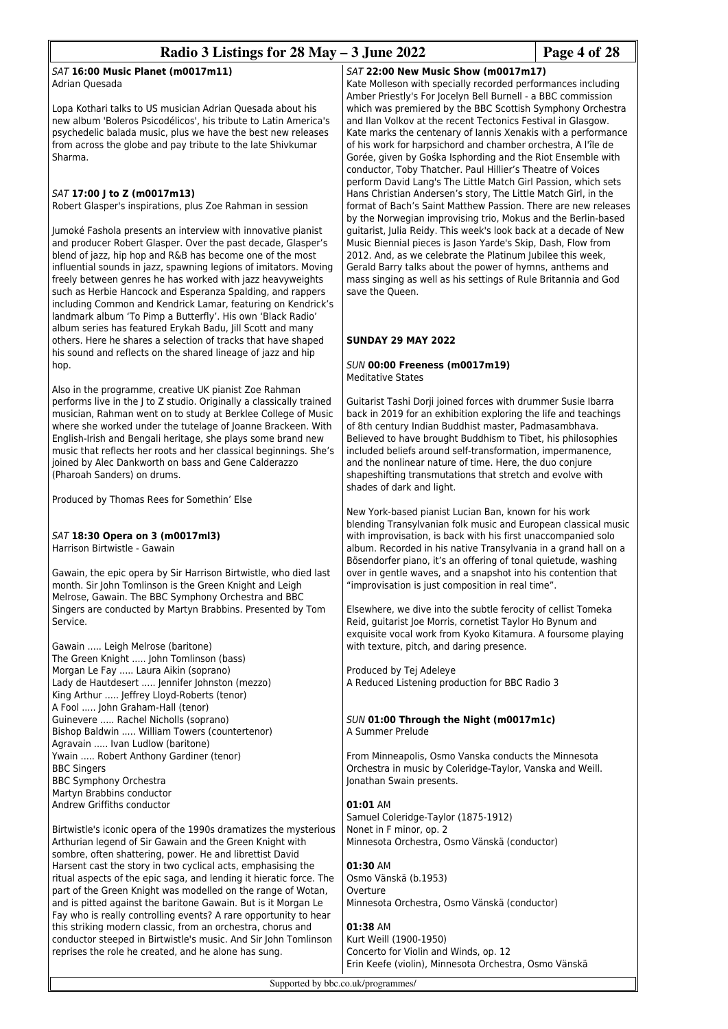*SAT* **16:00 Music Planet (m0017m11)**
Adrian Quesada

Lopa Kothari talks to US musician Adrian Quesada about his new album 'Boleros Psicodélicos', his tribute to Latin America's psychedelic balada music, plus we have the best new releases from across the globe and pay tribute to the late Shivkumar Sharma.

*SAT* **17:00 J to Z (m0017m13)**
Robert Glasper's inspirations, plus Zoe Rahman in session

Jumoké Fashola presents an interview with innovative pianist and producer Robert Glasper. Over the past decade, Glasper's blend of jazz, hip hop and R&B has become one of the most influential sounds in jazz, spawning legions of imitators. Moving freely between genres he has worked with jazz heavyweights such as Herbie Hancock and Esperanza Spalding, and rappers including Common and Kendrick Lamar, featuring on Kendrick's landmark album 'To Pimp a Butterfly'. His own 'Black Radio' album series has featured Erykah Badu, Jill Scott and many others. Here he shares a selection of tracks that have shaped his sound and reflects on the shared lineage of jazz and hip hop.

Also in the programme, creative UK pianist Zoe Rahman performs live in the J to Z studio. Originally a classically trained musician, Rahman went on to study at Berklee College of Music where she worked under the tutelage of Joanne Brackeen. With English-Irish and Bengali heritage, she plays some brand new music that reflects her roots and her classical beginnings. She's joined by Alec Dankworth on bass and Gene Calderazzo (Pharoah Sanders) on drums.

Produced by Thomas Rees for Somethin' Else

*SAT* **18:30 Opera on 3 (m0017ml3)**
Harrison Birtwistle - Gawain

Gawain, the epic opera by Sir Harrison Birtwistle, who died last month. Sir John Tomlinson is the Green Knight and Leigh Melrose, Gawain. The BBC Symphony Orchestra and BBC Singers are conducted by Martyn Brabbins. Presented by Tom Service.

Gawain ..... Leigh Melrose (baritone)
The Green Knight ..... John Tomlinson (bass)
Morgan Le Fay ..... Laura Aikin (soprano)
Lady de Hautdesert ..... Jennifer Johnston (mezzo)
King Arthur ..... Jeffrey Lloyd-Roberts (tenor)
A Fool ..... John Graham-Hall (tenor)
Guinevere ..... Rachel Nicholls (soprano)
Bishop Baldwin ..... William Towers (countertenor)
Agravain ..... Ivan Ludlow (baritone)
Ywain ..... Robert Anthony Gardiner (tenor)
BBC Singers
BBC Symphony Orchestra
Martyn Brabbins conductor
Andrew Griffiths conductor

Birtwistle's iconic opera of the 1990s dramatizes the mysterious Arthurian legend of Sir Gawain and the Green Knight with sombre, often shattering, power. He and librettist David Harsent cast the story in two cyclical acts, emphasising the ritual aspects of the epic saga, and lending it hieratic force. The part of the Green Knight was modelled on the range of Wotan, and is pitted against the baritone Gawain. But is it Morgan Le Fay who is really controlling events? A rare opportunity to hear this striking modern classic, from an orchestra, chorus and conductor steeped in Birtwistle's music. And Sir John Tomlinson reprises the role he created, and he alone has sung.

*SAT* **22:00 New Music Show (m0017m17)**
Kate Molleson with specially recorded performances including Amber Priestly's For Jocelyn Bell Burnell - a BBC commission which was premiered by the BBC Scottish Symphony Orchestra and Ilan Volkov at the recent Tectonics Festival in Glasgow. Kate marks the centenary of Iannis Xenakis with a performance of his work for harpsichord and chamber orchestra, A l'île de Gorée, given by Gośka Isphording and the Riot Ensemble with conductor, Toby Thatcher. Paul Hillier's Theatre of Voices perform David Lang's The Little Match Girl Passion, which sets Hans Christian Andersen's story, The Little Match Girl, in the format of Bach's Saint Matthew Passion. There are new releases by the Norwegian improvising trio, Mokus and the Berlin-based guitarist, Julia Reidy. This week's look back at a decade of New Music Biennial pieces is Jason Yarde's Skip, Dash, Flow from 2012. And, as we celebrate the Platinum Jubilee this week, Gerald Barry talks about the power of hymns, anthems and mass singing as well as his settings of Rule Britannia and God save the Queen.

## SUNDAY 29 MAY 2022

*SUN* **00:00 Freeness (m0017m19)**
Meditative States

Guitarist Tashi Dorji joined forces with drummer Susie Ibarra back in 2019 for an exhibition exploring the life and teachings of 8th century Indian Buddhist master, Padmasambhava. Believed to have brought Buddhism to Tibet, his philosophies included beliefs around self-transformation, impermanence, and the nonlinear nature of time. Here, the duo conjure shapeshifting transmutations that stretch and evolve with shades of dark and light.

New York-based pianist Lucian Ban, known for his work blending Transylvanian folk music and European classical music with improvisation, is back with his first unaccompanied solo album. Recorded in his native Transylvania in a grand hall on a Bösendorfer piano, it's an offering of tonal quietude, washing over in gentle waves, and a snapshot into his contention that "improvisation is just composition in real time".

Elsewhere, we dive into the subtle ferocity of cellist Tomeka Reid, guitarist Joe Morris, cornetist Taylor Ho Bynum and exquisite vocal work from Kyoko Kitamura. A foursome playing with texture, pitch, and daring presence.

Produced by Tej Adeleye
A Reduced Listening production for BBC Radio 3

*SUN* **01:00 Through the Night (m0017m1c)**
A Summer Prelude

From Minneapolis, Osmo Vanska conducts the Minnesota Orchestra in music by Coleridge-Taylor, Vanska and Weill. Jonathan Swain presents.

**01:01** AM
Samuel Coleridge-Taylor (1875-1912)
Nonet in F minor, op. 2
Minnesota Orchestra, Osmo Vänskä (conductor)

**01:30** AM
Osmo Vänskä (b.1953)
Overture
Minnesota Orchestra, Osmo Vänskä (conductor)

**01:38** AM
Kurt Weill (1900-1950)
Concerto for Violin and Winds, op. 12
Erin Keefe (violin), Minnesota Orchestra, Osmo Vänskä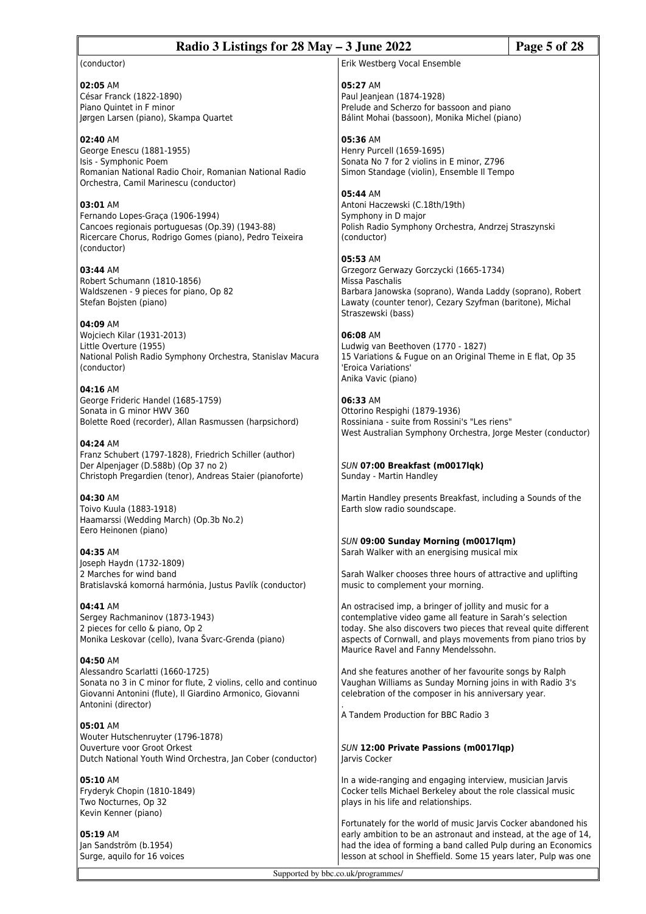(conductor)

**02:05** AM
César Franck (1822-1890)
Piano Quintet in F minor
Jørgen Larsen (piano), Skampa Quartet

**02:40** AM
George Enescu (1881-1955)
Isis - Symphonic Poem
Romanian National Radio Choir, Romanian National Radio Orchestra, Camil Marinescu (conductor)

**03:01** AM
Fernando Lopes-Graça (1906-1994)
Cancoes regionais portuguesas (Op.39) (1943-88)
Ricercare Chorus, Rodrigo Gomes (piano), Pedro Teixeira (conductor)

**03:44** AM
Robert Schumann (1810-1856)
Waldszenen - 9 pieces for piano, Op 82
Stefan Bojsten (piano)

**04:09** AM
Wojciech Kilar (1931-2013)
Little Overture (1955)
National Polish Radio Symphony Orchestra, Stanislav Macura (conductor)

**04:16** AM
George Frideric Handel (1685-1759)
Sonata in G minor HWV 360
Bolette Roed (recorder), Allan Rasmussen (harpsichord)

**04:24** AM
Franz Schubert (1797-1828), Friedrich Schiller (author)
Der Alpenjager (D.588b) (Op 37 no 2)
Christoph Pregardien (tenor), Andreas Staier (pianoforte)

**04:30** AM
Toivo Kuula (1883-1918)
Haamarssi (Wedding March) (Op.3b No.2)
Eero Heinonen (piano)

**04:35** AM
Joseph Haydn (1732-1809)
2 Marches for wind band
Bratislavská komorná harmónia, Justus Pavlík (conductor)

**04:41** AM
Sergey Rachmaninov (1873-1943)
2 pieces for cello & piano, Op 2
Monika Leskovar (cello), Ivana Švarc-Grenda (piano)

**04:50** AM
Alessandro Scarlatti (1660-1725)
Sonata no 3 in C minor for flute, 2 violins, cello and continuo
Giovanni Antonini (flute), Il Giardino Armonico, Giovanni Antonini (director)

**05:01** AM
Wouter Hutschenruyter (1796-1878)
Ouverture voor Groot Orkest
Dutch National Youth Wind Orchestra, Jan Cober (conductor)

**05:10** AM
Fryderyk Chopin (1810-1849)
Two Nocturnes, Op 32
Kevin Kenner (piano)

**05:19** AM
Jan Sandström (b.1954)
Surge, aquilo for 16 voices
Erik Westberg Vocal Ensemble

**05:27** AM
Paul Jeanjean (1874-1928)
Prelude and Scherzo for bassoon and piano
Bálint Mohai (bassoon), Monika Michel (piano)

**05:36** AM
Henry Purcell (1659-1695)
Sonata No 7 for 2 violins in E minor, Z796
Simon Standage (violin), Ensemble Il Tempo

**05:44** AM
Antoni Haczewski (C.18th/19th)
Symphony in D major
Polish Radio Symphony Orchestra, Andrzej Straszynski (conductor)

**05:53** AM
Grzegorz Gerwazy Gorczycki (1665-1734)
Missa Paschalis
Barbara Janowska (soprano), Wanda Laddy (soprano), Robert Lawaty (counter tenor), Cezary Szyfman (baritone), Michal Straszewski (bass)

**06:08** AM
Ludwig van Beethoven (1770 - 1827)
15 Variations & Fugue on an Original Theme in E flat, Op 35 'Eroica Variations'
Anika Vavic (piano)

**06:33** AM
Ottorino Respighi (1879-1936)
Rossiniana - suite from Rossini's "Les riens"
West Australian Symphony Orchestra, Jorge Mester (conductor)

*SUN* **07:00 Breakfast (m0017lqk)**
Sunday - Martin Handley

Martin Handley presents Breakfast, including a Sounds of the Earth slow radio soundscape.

*SUN* **09:00 Sunday Morning (m0017lqm)**
Sarah Walker with an energising musical mix

Sarah Walker chooses three hours of attractive and uplifting music to complement your morning.

An ostracised imp, a bringer of jollity and music for a contemplative video game all feature in Sarah's selection today. She also discovers two pieces that reveal quite different aspects of Cornwall, and plays movements from piano trios by Maurice Ravel and Fanny Mendelssohn.

And she features another of her favourite songs by Ralph Vaughan Williams as Sunday Morning joins in with Radio 3's celebration of the composer in his anniversary year.

.
A Tandem Production for BBC Radio 3

*SUN* **12:00 Private Passions (m0017lqp)**
Jarvis Cocker

In a wide-ranging and engaging interview, musician Jarvis Cocker tells Michael Berkeley about the role classical music plays in his life and relationships.

Fortunately for the world of music Jarvis Cocker abandoned his early ambition to be an astronaut and instead, at the age of 14, had the idea of forming a band called Pulp during an Economics lesson at school in Sheffield. Some 15 years later, Pulp was one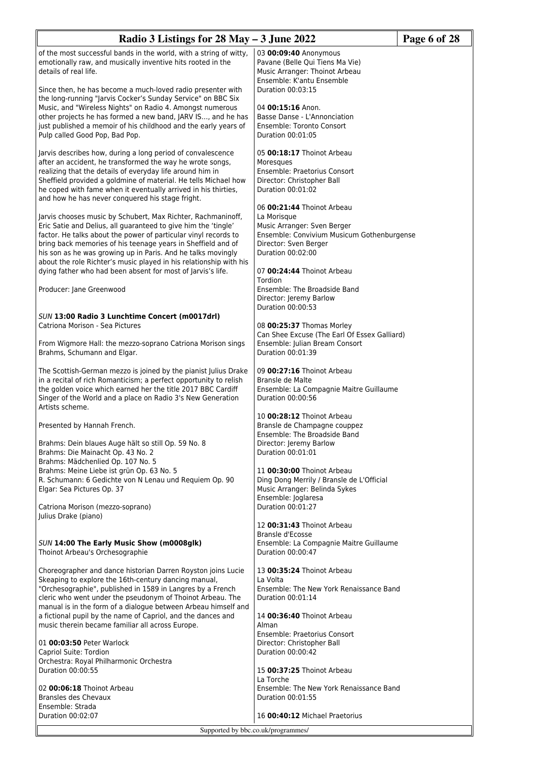of the most successful bands in the world, with a string of witty, emotionally raw, and musically inventive hits rooted in the details of real life.

Since then, he has become a much-loved radio presenter with the long-running "Jarvis Cocker's Sunday Service" on BBC Six Music, and "Wireless Nights" on Radio 4. Amongst numerous other projects he has formed a new band, JARV IS..., and he has just published a memoir of his childhood and the early years of Pulp called Good Pop, Bad Pop.

Jarvis describes how, during a long period of convalescence after an accident, he transformed the way he wrote songs, realizing that the details of everyday life around him in Sheffield provided a goldmine of material. He tells Michael how he coped with fame when it eventually arrived in his thirties, and how he has never conquered his stage fright.

Jarvis chooses music by Schubert, Max Richter, Rachmaninoff, Eric Satie and Delius, all guaranteed to give him the 'tingle' factor. He talks about the power of particular vinyl records to bring back memories of his teenage years in Sheffield and of his son as he was growing up in Paris. And he talks movingly about the role Richter's music played in his relationship with his dying father who had been absent for most of Jarvis's life.

Producer: Jane Greenwood

## *SUN* **13:00 Radio 3 Lunchtime Concert (m0017drl)**

Catriona Morison - Sea Pictures

From Wigmore Hall: the mezzo-soprano Catriona Morison sings Brahms, Schumann and Elgar.

The Scottish-German mezzo is joined by the pianist Julius Drake in a recital of rich Romanticism; a perfect opportunity to relish the golden voice which earned her the title 2017 BBC Cardiff Singer of the World and a place on Radio 3's New Generation Artists scheme.

Presented by Hannah French.

Brahms: Dein blaues Auge hält so still Op. 59 No. 8
Brahms: Die Mainacht Op. 43 No. 2
Brahms: Mädchenlied Op. 107 No. 5
Brahms: Meine Liebe ist grün Op. 63 No. 5
R. Schumann: 6 Gedichte von N Lenau und Requiem Op. 90
Elgar: Sea Pictures Op. 37

Catriona Morison (mezzo-soprano)
Julius Drake (piano)

## *SUN* **14:00 The Early Music Show (m0008glk)**

Thoinot Arbeau's Orchesographie

Choreographer and dance historian Darren Royston joins Lucie Skeaping to explore the 16th-century dancing manual, "Orchesographie", published in 1589 in Langres by a French cleric who went under the pseudonym of Thoinot Arbeau. The manual is in the form of a dialogue between Arbeau himself and a fictional pupil by the name of Capriol, and the dances and music therein became familiar all across Europe.

01 **00:03:50** Peter Warlock
Capriol Suite: Tordion
Orchestra: Royal Philharmonic Orchestra
Duration 00:00:55

02 **00:06:18** Thoinot Arbeau
Bransles des Chevaux
Ensemble: Strada
Duration 00:02:07

03 **00:09:40** Anonymous
Pavane (Belle Qui Tiens Ma Vie)
Music Arranger: Thoinot Arbeau
Ensemble: K'antu Ensemble
Duration 00:03:15

04 **00:15:16** Anon.
Basse Danse - L'Annonciation
Ensemble: Toronto Consort
Duration 00:01:05

05 **00:18:17** Thoinot Arbeau
Moresques
Ensemble: Praetorius Consort
Director: Christopher Ball
Duration 00:01:02

06 **00:21:44** Thoinot Arbeau
La Morisque
Music Arranger: Sven Berger
Ensemble: Convivium Musicum Gothenburgense
Director: Sven Berger
Duration 00:02:00

07 **00:24:44** Thoinot Arbeau
Tordion
Ensemble: The Broadside Band
Director: Jeremy Barlow
Duration 00:00:53

08 **00:25:37** Thomas Morley
Can Shee Excuse (The Earl Of Essex Galliard)
Ensemble: Julian Bream Consort
Duration 00:01:39

09 **00:27:16** Thoinot Arbeau
Bransle de Malte
Ensemble: La Compagnie Maitre Guillaume
Duration 00:00:56

10 **00:28:12** Thoinot Arbeau
Bransle de Champagne couppez
Ensemble: The Broadside Band
Director: Jeremy Barlow
Duration 00:01:01

11 **00:30:00** Thoinot Arbeau
Ding Dong Merrily / Bransle de L'Official
Music Arranger: Belinda Sykes
Ensemble: Joglaresa
Duration 00:01:27

12 **00:31:43** Thoinot Arbeau
Bransle d'Ecosse
Ensemble: La Compagnie Maitre Guillaume
Duration 00:00:47

13 **00:35:24** Thoinot Arbeau
La Volta
Ensemble: The New York Renaissance Band
Duration 00:01:14

14 **00:36:40** Thoinot Arbeau
Alman
Ensemble: Praetorius Consort
Director: Christopher Ball
Duration 00:00:42

15 **00:37:25** Thoinot Arbeau
La Torche
Ensemble: The New York Renaissance Band
Duration 00:01:55

16 **00:40:12** Michael Praetorius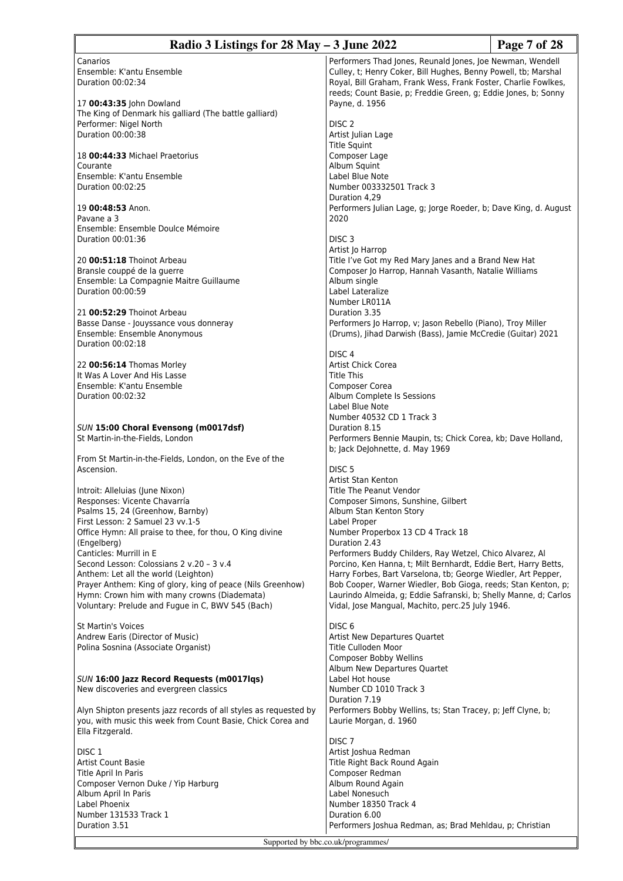Canarios
Ensemble: K'antu Ensemble
Duration 00:02:34

17 **00:43:35** John Dowland
The King of Denmark his galliard (The battle galliard)
Performer: Nigel North
Duration 00:00:38

18 **00:44:33** Michael Praetorius
Courante
Ensemble: K'antu Ensemble
Duration 00:02:25

19 **00:48:53** Anon.
Pavane a 3
Ensemble: Ensemble Doulce Mémoire
Duration 00:01:36

20 **00:51:18** Thoinot Arbeau
Bransle couppé de la guerre
Ensemble: La Compagnie Maitre Guillaume
Duration 00:00:59

21 **00:52:29** Thoinot Arbeau
Basse Danse - Jouyssance vous donneray
Ensemble: Ensemble Anonymous
Duration 00:02:18

22 **00:56:14** Thomas Morley
It Was A Lover And His Lasse
Ensemble: K'antu Ensemble
Duration 00:02:32

*SUN* **15:00 Choral Evensong (m0017dsf)**
St Martin-in-the-Fields, London

From St Martin-in-the-Fields, London, on the Eve of the Ascension.

Introit: Alleluias (June Nixon)
Responses: Vicente Chavarría
Psalms 15, 24 (Greenhow, Barnby)
First Lesson: 2 Samuel 23 vv.1-5
Office Hymn: All praise to thee, for thou, O King divine (Engelberg)
Canticles: Murrill in E
Second Lesson: Colossians 2 v.20 – 3 v.4
Anthem: Let all the world (Leighton)
Prayer Anthem: King of glory, king of peace (Nils Greenhow)
Hymn: Crown him with many crowns (Diademata)
Voluntary: Prelude and Fugue in C, BWV 545 (Bach)

St Martin's Voices
Andrew Earis (Director of Music)
Polina Sosnina (Associate Organist)

*SUN* **16:00 Jazz Record Requests (m0017lqs)**
New discoveries and evergreen classics

Alyn Shipton presents jazz records of all styles as requested by you, with music this week from Count Basie, Chick Corea and Ella Fitzgerald.

DISC 1
Artist Count Basie
Title April In Paris
Composer Vernon Duke / Yip Harburg
Album April In Paris
Label Phoenix
Number 131533 Track 1
Duration 3.51
Performers Thad Jones, Reunald Jones, Joe Newman, Wendell Culley, t; Henry Coker, Bill Hughes, Benny Powell, tb; Marshal Royal, Bill Graham, Frank Wess, Frank Foster, Charlie Fowlkes, reeds; Count Basie, p; Freddie Green, g; Eddie Jones, b; Sonny Payne, d. 1956

DISC 2
Artist Julian Lage
Title Squint
Composer Lage
Album Squint
Label Blue Note
Number 003332501 Track 3
Duration 4,29
Performers Julian Lage, g; Jorge Roeder, b; Dave King, d. August 2020

DISC 3
Artist Jo Harrop
Title I've Got my Red Mary Janes and a Brand New Hat
Composer Jo Harrop, Hannah Vasanth, Natalie Williams
Album single
Label Lateralize
Number LR011A
Duration 3.35
Performers Jo Harrop, v; Jason Rebello (Piano), Troy Miller (Drums), Jihad Darwish (Bass), Jamie McCredie (Guitar) 2021

DISC 4
Artist Chick Corea
Title This
Composer Corea
Album Complete Is Sessions
Label Blue Note
Number 40532 CD 1 Track 3
Duration 8.15
Performers Bennie Maupin, ts; Chick Corea, kb; Dave Holland, b; Jack DeJohnette, d. May 1969

DISC 5
Artist Stan Kenton
Title The Peanut Vendor
Composer Simons, Sunshine, Gilbert
Album Stan Kenton Story
Label Proper
Number Properbox 13 CD 4 Track 18
Duration 2.43
Performers Buddy Childers, Ray Wetzel, Chico Alvarez, Al Porcino, Ken Hanna, t; Milt Bernhardt, Eddie Bert, Harry Betts, Harry Forbes, Bart Varselona, tb; George Wiedler, Art Pepper, Bob Cooper, Warner Wiedler, Bob Gioga, reeds; Stan Kenton, p; Laurindo Almeida, g; Eddie Safranski, b; Shelly Manne, d; Carlos Vidal, Jose Mangual, Machito, perc.25 July 1946.

DISC 6
Artist New Departures Quartet
Title Culloden Moor
Composer Bobby Wellins
Album New Departures Quartet
Label Hot house
Number CD 1010 Track 3
Duration 7.19
Performers Bobby Wellins, ts; Stan Tracey, p; Jeff Clyne, b; Laurie Morgan, d. 1960

DISC 7
Artist Joshua Redman
Title Right Back Round Again
Composer Redman
Album Round Again
Label Nonesuch
Number 18350 Track 4
Duration 6.00
Performers Joshua Redman, as; Brad Mehldau, p; Christian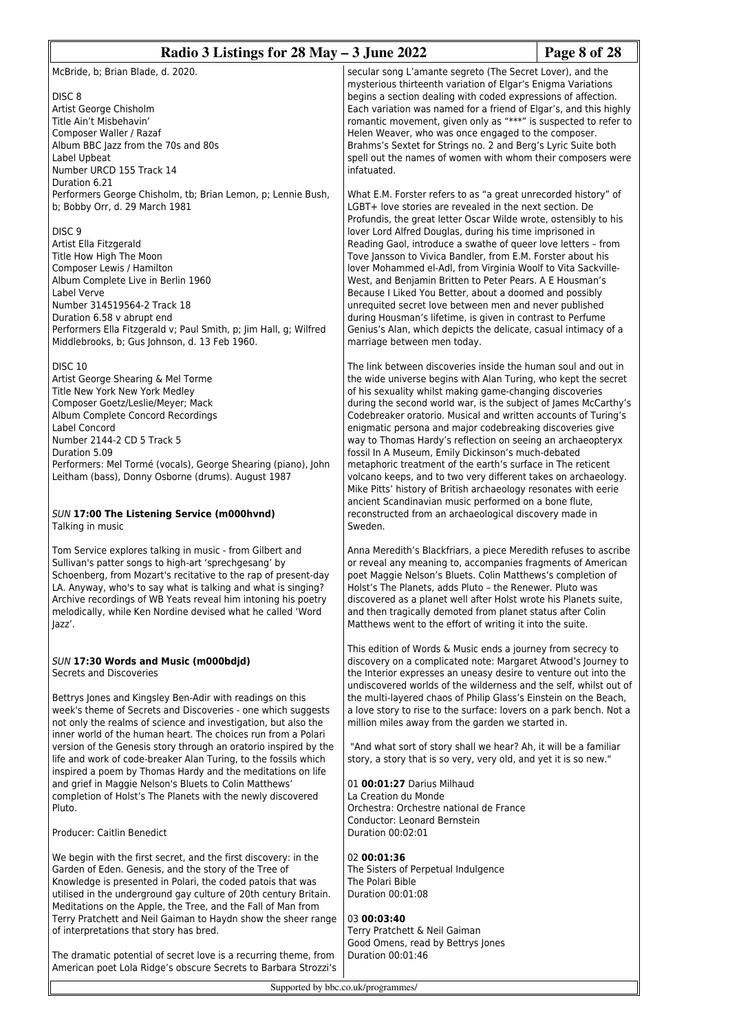McBride, b; Brian Blade, d. 2020.

DISC 8
Artist George Chisholm
Title Ain't Misbehavin'
Composer Waller / Razaf
Album BBC Jazz from the 70s and 80s
Label Upbeat
Number URCD 155 Track 14
Duration 6.21
Performers George Chisholm, tb; Brian Lemon, p; Lennie Bush, b; Bobby Orr, d. 29 March 1981

DISC 9
Artist Ella Fitzgerald
Title How High The Moon
Composer Lewis / Hamilton
Album Complete Live in Berlin 1960
Label Verve
Number 314519564-2 Track 18
Duration 6.58 v abrupt end
Performers Ella Fitzgerald v; Paul Smith, p; Jim Hall, g; Wilfred Middlebrooks, b; Gus Johnson, d. 13 Feb 1960.

DISC 10
Artist George Shearing & Mel Torme
Title New York New York Medley
Composer Goetz/Leslie/Meyer; Mack
Album Complete Concord Recordings
Label Concord
Number 2144-2 CD 5 Track 5
Duration 5.09
Performers: Mel Tormé (vocals), George Shearing (piano), John Leitham (bass), Donny Osborne (drums). August 1987

*SUN* **17:00 The Listening Service (m000hvnd)**
Talking in music

Tom Service explores talking in music - from Gilbert and Sullivan's patter songs to high-art 'sprechgesang' by Schoenberg, from Mozart's recitative to the rap of present-day LA. Anyway, who's to say what is talking and what is singing? Archive recordings of WB Yeats reveal him intoning his poetry melodically, while Ken Nordine devised what he called 'Word Jazz'.

*SUN* **17:30 Words and Music (m000bdjd)**
Secrets and Discoveries

Bettrys Jones and Kingsley Ben-Adir with readings on this week's theme of Secrets and Discoveries - one which suggests not only the realms of science and investigation, but also the inner world of the human heart. The choices run from a Polari version of the Genesis story through an oratorio inspired by the life and work of code-breaker Alan Turing, to the fossils which inspired a poem by Thomas Hardy and the meditations on life and grief in Maggie Nelson's Bluets to Colin Matthews' completion of Holst's The Planets with the newly discovered Pluto.

Producer: Caitlin Benedict

We begin with the first secret, and the first discovery: in the Garden of Eden. Genesis, and the story of the Tree of Knowledge is presented in Polari, the coded patois that was utilised in the underground gay culture of 20th century Britain. Meditations on the Apple, the Tree, and the Fall of Man from Terry Pratchett and Neil Gaiman to Haydn show the sheer range of interpretations that story has bred.

The dramatic potential of secret love is a recurring theme, from American poet Lola Ridge's obscure Secrets to Barbara Strozzi's secular song L'amante segreto (The Secret Lover), and the mysterious thirteenth variation of Elgar's Enigma Variations begins a section dealing with coded expressions of affection. Each variation was named for a friend of Elgar's, and this highly romantic movement, given only as "***" is suspected to refer to Helen Weaver, who was once engaged to the composer. Brahms's Sextet for Strings no. 2 and Berg's Lyric Suite both spell out the names of women with whom their composers were infatuated.

What E.M. Forster refers to as "a great unrecorded history" of LGBT+ love stories are revealed in the next section. De Profundis, the great letter Oscar Wilde wrote, ostensibly to his lover Lord Alfred Douglas, during his time imprisoned in Reading Gaol, introduce a swathe of queer love letters – from Tove Jansson to Vivica Bandler, from E.M. Forster about his lover Mohammed el-Adl, from Virginia Woolf to Vita Sackville-West, and Benjamin Britten to Peter Pears. A E Housman's Because I Liked You Better, about a doomed and possibly unrequited secret love between men and never published during Housman's lifetime, is given in contrast to Perfume Genius's Alan, which depicts the delicate, casual intimacy of a marriage between men today.

The link between discoveries inside the human soul and out in the wide universe begins with Alan Turing, who kept the secret of his sexuality whilst making game-changing discoveries during the second world war, is the subject of James McCarthy's Codebreaker oratorio. Musical and written accounts of Turing's enigmatic persona and major codebreaking discoveries give way to Thomas Hardy's reflection on seeing an archaeopteryx fossil In A Museum, Emily Dickinson's much-debated metaphoric treatment of the earth's surface in The reticent volcano keeps, and to two very different takes on archaeology. Mike Pitts' history of British archaeology resonates with eerie ancient Scandinavian music performed on a bone flute, reconstructed from an archaeological discovery made in Sweden.

Anna Meredith's Blackfriars, a piece Meredith refuses to ascribe or reveal any meaning to, accompanies fragments of American poet Maggie Nelson's Bluets. Colin Matthews's completion of Holst's The Planets, adds Pluto – the Renewer. Pluto was discovered as a planet well after Holst wrote his Planets suite, and then tragically demoted from planet status after Colin Matthews went to the effort of writing it into the suite.

This edition of Words & Music ends a journey from secrecy to discovery on a complicated note: Margaret Atwood's Journey to the Interior expresses an uneasy desire to venture out into the undiscovered worlds of the wilderness and the self, whilst out of the multi-layered chaos of Philip Glass's Einstein on the Beach, a love story to rise to the surface: lovers on a park bench. Not a million miles away from the garden we started in.

"And what sort of story shall we hear? Ah, it will be a familiar story, a story that is so very, very old, and yet it is so new."

01 **00:01:27** Darius Milhaud
La Creation du Monde
Orchestra: Orchestre national de France
Conductor: Leonard Bernstein
Duration 00:02:01

02 **00:01:36**
The Sisters of Perpetual Indulgence
The Polari Bible
Duration 00:01:08

03 **00:03:40**
Terry Pratchett & Neil Gaiman
Good Omens, read by Bettrys Jones
Duration 00:01:46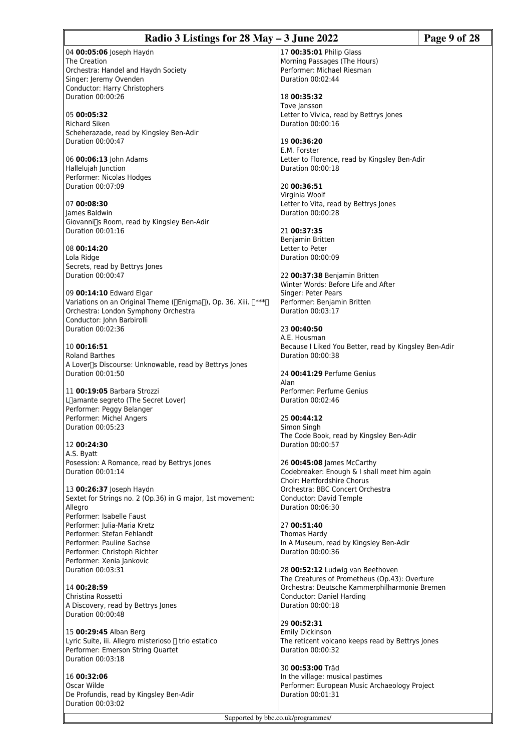04 **00:05:06** Joseph Haydn
The Creation
Orchestra: Handel and Haydn Society
Singer: Jeremy Ovenden
Conductor: Harry Christophers
Duration 00:00:26

05 **00:05:32**
Richard Siken
Scheherazade, read by Kingsley Ben-Adir
Duration 00:00:47

06 **00:06:13** John Adams
Hallelujah Junction
Performer: Nicolas Hodges
Duration 00:07:09

07 **00:08:30**
James Baldwin
Giovanni□s Room, read by Kingsley Ben-Adir
Duration 00:01:16

08 **00:14:20**
Lola Ridge
Secrets, read by Bettrys Jones
Duration 00:00:47

09 **00:14:10** Edward Elgar
Variations on an Original Theme (□Enigma□), Op. 36. Xiii. □***□
Orchestra: London Symphony Orchestra
Conductor: John Barbirolli
Duration 00:02:36

10 **00:16:51**
Roland Barthes
A Lover□s Discourse: Unknowable, read by Bettrys Jones
Duration 00:01:50

11 **00:19:05** Barbara Strozzi
L□amante segreto (The Secret Lover)
Performer: Peggy Belanger
Performer: Michel Angers
Duration 00:05:23

12 **00:24:30**
A.S. Byatt
Posession: A Romance, read by Bettrys Jones
Duration 00:01:14

13 **00:26:37** Joseph Haydn
Sextet for Strings no. 2 (Op.36) in G major, 1st movement: Allegro
Performer: Isabelle Faust
Performer: Julia-Maria Kretz
Performer: Stefan Fehlandt
Performer: Pauline Sachse
Performer: Christoph Richter
Performer: Xenia Jankovic
Duration 00:03:31

14 **00:28:59**
Christina Rossetti
A Discovery, read by Bettrys Jones
Duration 00:00:48

15 **00:29:45** Alban Berg
Lyric Suite, iii. Allegro misterioso □ trio estatico
Performer: Emerson String Quartet
Duration 00:03:18

16 **00:32:06**
Oscar Wilde
De Profundis, read by Kingsley Ben-Adir
Duration 00:03:02

17 **00:35:01** Philip Glass
Morning Passages (The Hours)
Performer: Michael Riesman
Duration 00:02:44

18 **00:35:32**
Tove Jansson
Letter to Vivica, read by Bettrys Jones
Duration 00:00:16

19 **00:36:20**
E.M. Forster
Letter to Florence, read by Kingsley Ben-Adir
Duration 00:00:18

20 **00:36:51**
Virginia Woolf
Letter to Vita, read by Bettrys Jones
Duration 00:00:28

21 **00:37:35**
Benjamin Britten
Letter to Peter
Duration 00:00:09

22 **00:37:38** Benjamin Britten
Winter Words: Before Life and After
Singer: Peter Pears
Performer: Benjamin Britten
Duration 00:03:17

23 **00:40:50**
A.E. Housman
Because I Liked You Better, read by Kingsley Ben-Adir
Duration 00:00:38

24 **00:41:29** Perfume Genius
Alan
Performer: Perfume Genius
Duration 00:02:46

25 **00:44:12**
Simon Singh
The Code Book, read by Kingsley Ben-Adir
Duration 00:00:57

26 **00:45:08** James McCarthy
Codebreaker: Enough & I shall meet him again
Choir: Hertfordshire Chorus
Orchestra: BBC Concert Orchestra
Conductor: David Temple
Duration 00:06:30

27 **00:51:40**
Thomas Hardy
In A Museum, read by Kingsley Ben-Adir
Duration 00:00:36

28 **00:52:12** Ludwig van Beethoven
The Creatures of Prometheus (Op.43): Overture
Orchestra: Deutsche Kammerphilharmonie Bremen
Conductor: Daniel Harding
Duration 00:00:18

29 **00:52:31**
Emily Dickinson
The reticent volcano keeps read by Bettrys Jones
Duration 00:00:32

30 **00:53:00** Träd
In the village: musical pastimes
Performer: European Music Archaeology Project
Duration 00:01:31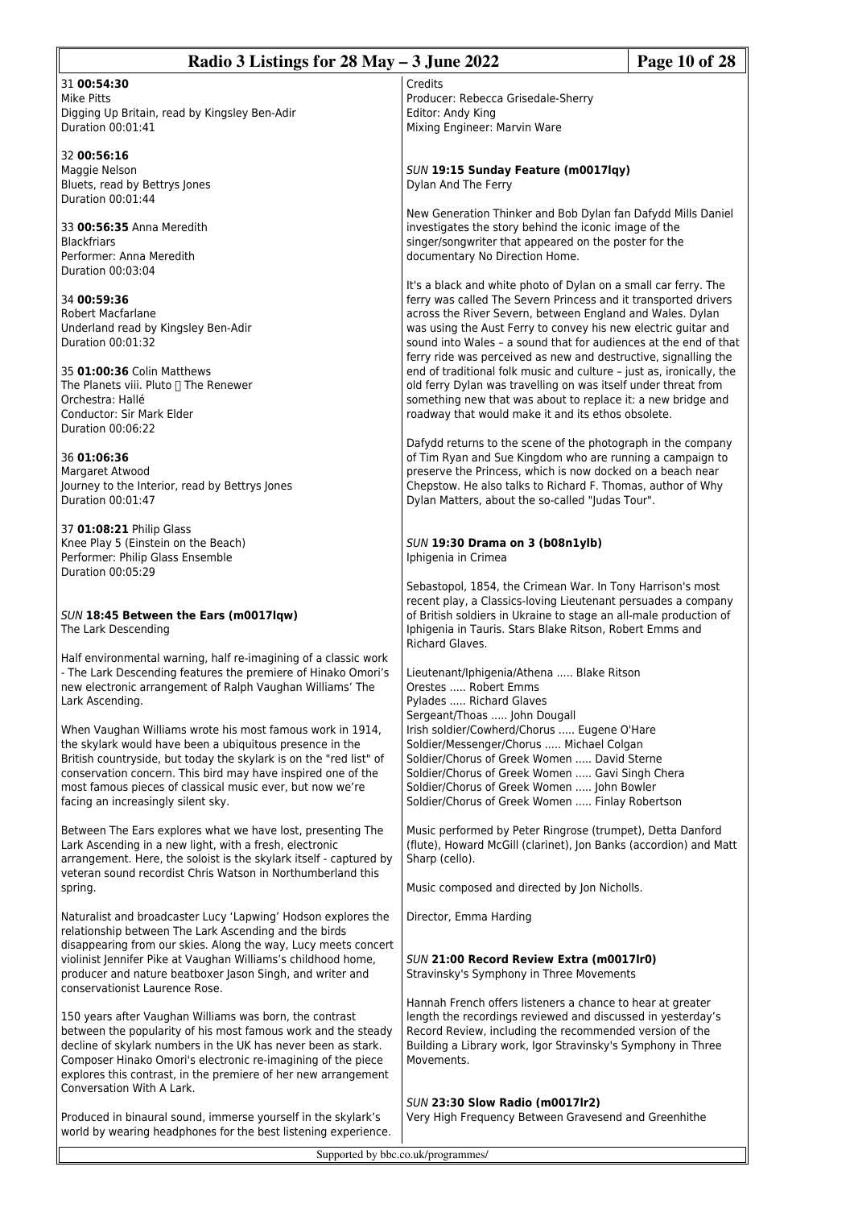31 **00:54:30**
Mike Pitts
Digging Up Britain, read by Kingsley Ben-Adir
Duration 00:01:41

32 **00:56:16**
Maggie Nelson
Bluets, read by Bettrys Jones
Duration 00:01:44

33 **00:56:35** Anna Meredith
Blackfriars
Performer: Anna Meredith
Duration 00:03:04

34 **00:59:36**
Robert Macfarlane
Underland read by Kingsley Ben-Adir
Duration 00:01:32

35 **01:00:36** Colin Matthews
The Planets viii. Pluto  The Renewer
Orchestra: Hallé
Conductor: Sir Mark Elder
Duration 00:06:22

36 **01:06:36**
Margaret Atwood
Journey to the Interior, read by Bettrys Jones
Duration 00:01:47

37 **01:08:21** Philip Glass
Knee Play 5 (Einstein on the Beach)
Performer: Philip Glass Ensemble
Duration 00:05:29

### *SUN* **18:45 Between the Ears (m0017lqw)**
The Lark Descending

Half environmental warning, half re-imagining of a classic work - The Lark Descending features the premiere of Hinako Omori's new electronic arrangement of Ralph Vaughan Williams' The Lark Ascending.

When Vaughan Williams wrote his most famous work in 1914, the skylark would have been a ubiquitous presence in the British countryside, but today the skylark is on the "red list" of conservation concern. This bird may have inspired one of the most famous pieces of classical music ever, but now we're facing an increasingly silent sky.

Between The Ears explores what we have lost, presenting The Lark Ascending in a new light, with a fresh, electronic arrangement. Here, the soloist is the skylark itself - captured by veteran sound recordist Chris Watson in Northumberland this spring.

Naturalist and broadcaster Lucy 'Lapwing' Hodson explores the relationship between The Lark Ascending and the birds disappearing from our skies. Along the way, Lucy meets concert violinist Jennifer Pike at Vaughan Williams's childhood home, producer and nature beatboxer Jason Singh, and writer and conservationist Laurence Rose.

150 years after Vaughan Williams was born, the contrast between the popularity of his most famous work and the steady decline of skylark numbers in the UK has never been as stark. Composer Hinako Omori's electronic re-imagining of the piece explores this contrast, in the premiere of her new arrangement Conversation With A Lark.

Produced in binaural sound, immerse yourself in the skylark's world by wearing headphones for the best listening experience.

Credits
Producer: Rebecca Grisedale-Sherry
Editor: Andy King
Mixing Engineer: Marvin Ware

### *SUN* **19:15 Sunday Feature (m0017lqy)**
Dylan And The Ferry

New Generation Thinker and Bob Dylan fan Dafydd Mills Daniel investigates the story behind the iconic image of the singer/songwriter that appeared on the poster for the documentary No Direction Home.

It's a black and white photo of Dylan on a small car ferry. The ferry was called The Severn Princess and it transported drivers across the River Severn, between England and Wales. Dylan was using the Aust Ferry to convey his new electric guitar and sound into Wales – a sound that for audiences at the end of that ferry ride was perceived as new and destructive, signalling the end of traditional folk music and culture – just as, ironically, the old ferry Dylan was travelling on was itself under threat from something new that was about to replace it: a new bridge and roadway that would make it and its ethos obsolete.

Dafydd returns to the scene of the photograph in the company of Tim Ryan and Sue Kingdom who are running a campaign to preserve the Princess, which is now docked on a beach near Chepstow. He also talks to Richard F. Thomas, author of Why Dylan Matters, about the so-called "Judas Tour".

### *SUN* **19:30 Drama on 3 (b08n1ylb)**
Iphigenia in Crimea

Sebastopol, 1854, the Crimean War. In Tony Harrison's most recent play, a Classics-loving Lieutenant persuades a company of British soldiers in Ukraine to stage an all-male production of Iphigenia in Tauris. Stars Blake Ritson, Robert Emms and Richard Glaves.

Lieutenant/Iphigenia/Athena ..... Blake Ritson
Orestes ..... Robert Emms
Pylades ..... Richard Glaves
Sergeant/Thoas ..... John Dougall
Irish soldier/Cowherd/Chorus ..... Eugene O'Hare
Soldier/Messenger/Chorus ..... Michael Colgan
Soldier/Chorus of Greek Women ..... David Sterne
Soldier/Chorus of Greek Women ..... Gavi Singh Chera
Soldier/Chorus of Greek Women ..... John Bowler
Soldier/Chorus of Greek Women ..... Finlay Robertson

Music performed by Peter Ringrose (trumpet), Detta Danford (flute), Howard McGill (clarinet), Jon Banks (accordion) and Matt Sharp (cello).

Music composed and directed by Jon Nicholls.

Director, Emma Harding

### *SUN* **21:00 Record Review Extra (m0017lr0)**
Stravinsky's Symphony in Three Movements

Hannah French offers listeners a chance to hear at greater length the recordings reviewed and discussed in yesterday's Record Review, including the recommended version of the Building a Library work, Igor Stravinsky's Symphony in Three Movements.

### *SUN* **23:30 Slow Radio (m0017lr2)**
Very High Frequency Between Gravesend and Greenhithe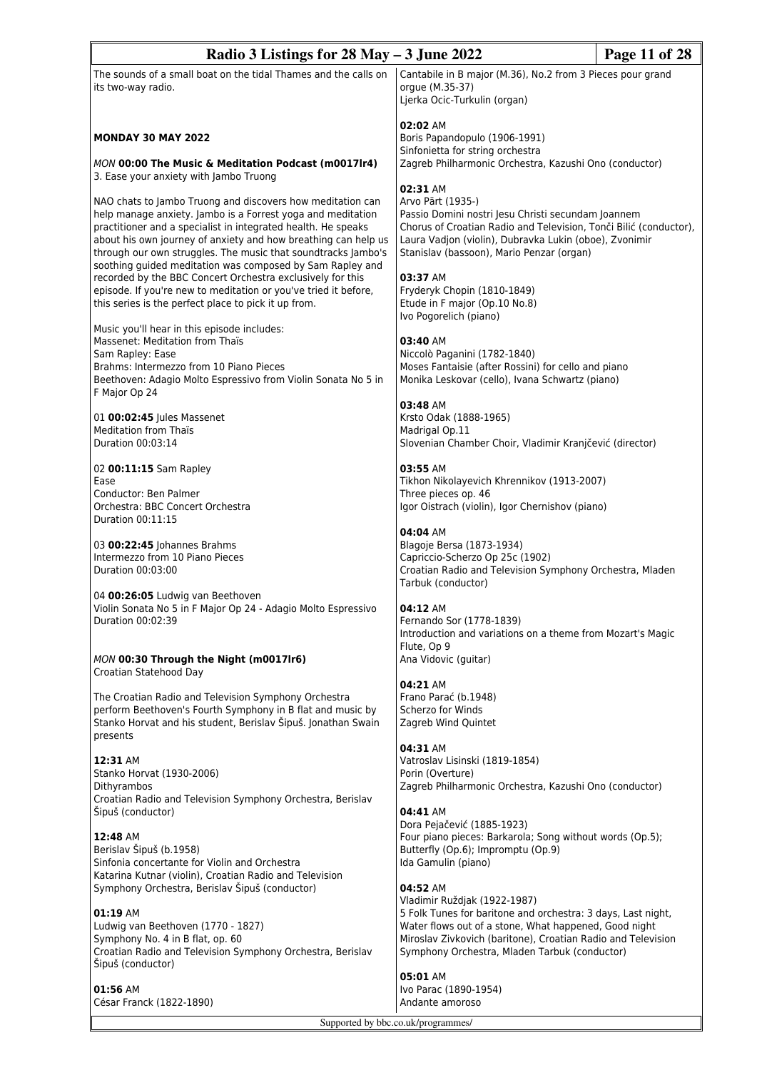The sounds of a small boat on the tidal Thames and the calls on its two-way radio.

## MONDAY 30 MAY 2022

*MON* **00:00 The Music & Meditation Podcast (m0017lr4)**
3. Ease your anxiety with Jambo Truong

NAO chats to Jambo Truong and discovers how meditation can help manage anxiety. Jambo is a Forrest yoga and meditation practitioner and a specialist in integrated health. He speaks about his own journey of anxiety and how breathing can help us through our own struggles. The music that soundtracks Jambo's soothing guided meditation was composed by Sam Rapley and recorded by the BBC Concert Orchestra exclusively for this episode. If you're new to meditation or you've tried it before, this series is the perfect place to pick it up from.

Music you'll hear in this episode includes:
Massenet: Meditation from Thaïs
Sam Rapley: Ease
Brahms: Intermezzo from 10 Piano Pieces
Beethoven: Adagio Molto Espressivo from Violin Sonata No 5 in F Major Op 24

01 **00:02:45** Jules Massenet
Meditation from Thaïs
Duration 00:03:14

02 **00:11:15** Sam Rapley
Ease
Conductor: Ben Palmer
Orchestra: BBC Concert Orchestra
Duration 00:11:15

03 **00:22:45** Johannes Brahms
Intermezzo from 10 Piano Pieces
Duration 00:03:00

04 **00:26:05** Ludwig van Beethoven
Violin Sonata No 5 in F Major Op 24 - Adagio Molto Espressivo
Duration 00:02:39

*MON* **00:30 Through the Night (m0017lr6)**
Croatian Statehood Day

The Croatian Radio and Television Symphony Orchestra perform Beethoven's Fourth Symphony in B flat and music by Stanko Horvat and his student, Berislav Šipuš. Jonathan Swain presents

**12:31** AM
Stanko Horvat (1930-2006)
Dithyrambos
Croatian Radio and Television Symphony Orchestra, Berislav Šipuš (conductor)

**12:48** AM
Berislav Šipuš (b.1958)
Sinfonia concertante for Violin and Orchestra
Katarina Kutnar (violin), Croatian Radio and Television Symphony Orchestra, Berislav Šipuš (conductor)

**01:19** AM
Ludwig van Beethoven (1770 - 1827)
Symphony No. 4 in B flat, op. 60
Croatian Radio and Television Symphony Orchestra, Berislav Šipuš (conductor)

**01:56** AM
César Franck (1822-1890)
Cantabile in B major (M.36), No.2 from 3 Pieces pour grand orgue (M.35-37)
Ljerka Ocic-Turkulin (organ)

**02:02** AM
Boris Papandopulo (1906-1991)
Sinfonietta for string orchestra
Zagreb Philharmonic Orchestra, Kazushi Ono (conductor)

**02:31** AM
Arvo Pärt (1935-)
Passio Domini nostri Jesu Christi secundam Joannem
Chorus of Croatian Radio and Television, Tonči Bilić (conductor), Laura Vadjon (violin), Dubravka Lukin (oboe), Zvonimir Stanislav (bassoon), Mario Penzar (organ)

**03:37** AM
Fryderyk Chopin (1810-1849)
Etude in F major (Op.10 No.8)
Ivo Pogorelich (piano)

**03:40** AM
Niccolò Paganini (1782-1840)
Moses Fantaisie (after Rossini) for cello and piano
Monika Leskovar (cello), Ivana Schwartz (piano)

**03:48** AM
Krsto Odak (1888-1965)
Madrigal Op.11
Slovenian Chamber Choir, Vladimir Kranjčević (director)

**03:55** AM
Tikhon Nikolayevich Khrennikov (1913-2007)
Three pieces op. 46
Igor Oistrach (violin), Igor Chernishov (piano)

**04:04** AM
Blagoje Bersa (1873-1934)
Capriccio-Scherzo Op 25c (1902)
Croatian Radio and Television Symphony Orchestra, Mladen Tarbuk (conductor)

**04:12** AM
Fernando Sor (1778-1839)
Introduction and variations on a theme from Mozart's Magic Flute, Op 9
Ana Vidovic (guitar)

**04:21** AM
Frano Parać (b.1948)
Scherzo for Winds
Zagreb Wind Quintet

**04:31** AM
Vatroslav Lisinski (1819-1854)
Porin (Overture)
Zagreb Philharmonic Orchestra, Kazushi Ono (conductor)

**04:41** AM
Dora Pejačević (1885-1923)
Four piano pieces: Barkarola; Song without words (Op.5); Butterfly (Op.6); Impromptu (Op.9)
Ida Gamulin (piano)

**04:52** AM
Vladimir Ruždjak (1922-1987)
5 Folk Tunes for baritone and orchestra: 3 days, Last night, Water flows out of a stone, What happened, Good night
Miroslav Zivkovich (baritone), Croatian Radio and Television Symphony Orchestra, Mladen Tarbuk (conductor)

**05:01** AM
Ivo Parac (1890-1954)
Andante amoroso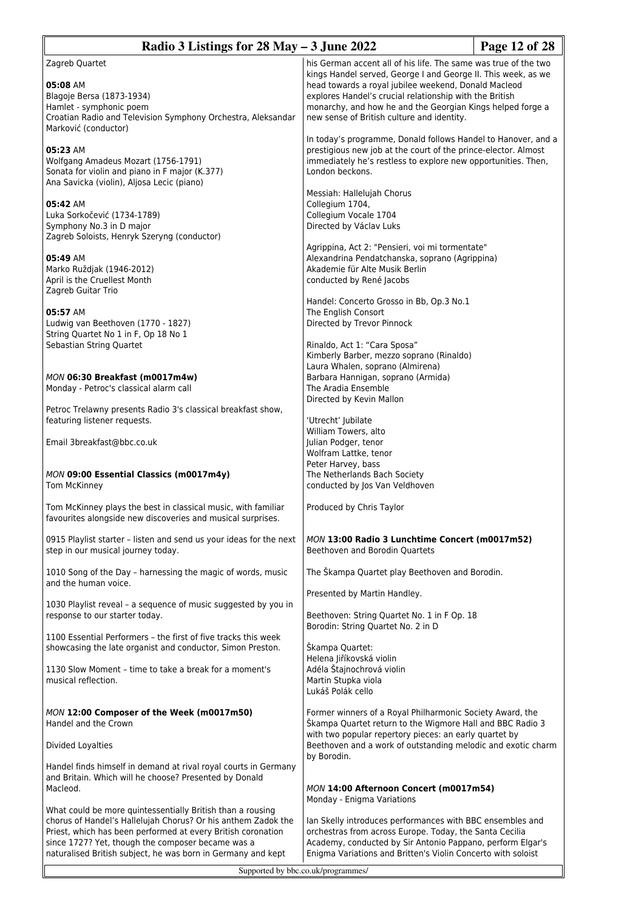Zagreb Quartet

**05:08** AM
Blagoje Bersa (1873-1934)
Hamlet - symphonic poem
Croatian Radio and Television Symphony Orchestra, Aleksandar Marković (conductor)

**05:23** AM
Wolfgang Amadeus Mozart (1756-1791)
Sonata for violin and piano in F major (K.377)
Ana Savicka (violin), Aljosa Lecic (piano)

**05:42** AM
Luka Sorkočević (1734-1789)
Symphony No.3 in D major
Zagreb Soloists, Henryk Szeryng (conductor)

**05:49** AM
Marko Ruždjak (1946-2012)
April is the Cruellest Month
Zagreb Guitar Trio

**05:57** AM
Ludwig van Beethoven (1770 - 1827)
String Quartet No 1 in F, Op 18 No 1
Sebastian String Quartet

### *MON* 06:30 Breakfast (m0017m4w)

Monday - Petroc's classical alarm call

Petroc Trelawny presents Radio 3's classical breakfast show, featuring listener requests.

Email 3breakfast@bbc.co.uk

### *MON* 09:00 Essential Classics (m0017m4y)

Tom McKinney

Tom McKinney plays the best in classical music, with familiar favourites alongside new discoveries and musical surprises.

0915 Playlist starter – listen and send us your ideas for the next step in our musical journey today.

1010 Song of the Day – harnessing the magic of words, music and the human voice.

1030 Playlist reveal – a sequence of music suggested by you in response to our starter today.

1100 Essential Performers – the first of five tracks this week showcasing the late organist and conductor, Simon Preston.

1130 Slow Moment – time to take a break for a moment's musical reflection.

### *MON* 12:00 Composer of the Week (m0017m50)

Handel and the Crown

Divided Loyalties

Handel finds himself in demand at rival royal courts in Germany and Britain. Which will he choose? Presented by Donald Macleod.

What could be more quintessentially British than a rousing chorus of Handel's Hallelujah Chorus? Or his anthem Zadok the Priest, which has been performed at every British coronation since 1727? Yet, though the composer became was a naturalised British subject, he was born in Germany and kept his German accent all of his life. The same was true of the two kings Handel served, George I and George II. This week, as we head towards a royal jubilee weekend, Donald Macleod explores Handel's crucial relationship with the British monarchy, and how he and the Georgian Kings helped forge a new sense of British culture and identity.

In today's programme, Donald follows Handel to Hanover, and a prestigious new job at the court of the prince-elector. Almost immediately he's restless to explore new opportunities. Then, London beckons.

Messiah: Hallelujah Chorus
Collegium 1704,
Collegium Vocale 1704
Directed by Václav Luks

Agrippina, Act 2: "Pensieri, voi mi tormentate"
Alexandrina Pendatchanska, soprano (Agrippina)
Akademie für Alte Musik Berlin
conducted by René Jacobs

Handel: Concerto Grosso in Bb, Op.3 No.1
The English Consort
Directed by Trevor Pinnock

Rinaldo, Act 1: "Cara Sposa"
Kimberly Barber, mezzo soprano (Rinaldo)
Laura Whalen, soprano (Almirena)
Barbara Hannigan, soprano (Armida)
The Aradia Ensemble
Directed by Kevin Mallon

'Utrecht' Jubilate
William Towers, alto
Julian Podger, tenor
Wolfram Lattke, tenor
Peter Harvey, bass
The Netherlands Bach Society
conducted by Jos Van Veldhoven

Produced by Chris Taylor

### *MON* 13:00 Radio 3 Lunchtime Concert (m0017m52)

Beethoven and Borodin Quartets

The Škampa Quartet play Beethoven and Borodin.

Presented by Martin Handley.

Beethoven: String Quartet No. 1 in F Op. 18
Borodin: String Quartet No. 2 in D

Škampa Quartet:
Helena Jiříkovská violin
Adéla Štajnochrová violin
Martin Stupka viola
Lukáš Polák cello

Former winners of a Royal Philharmonic Society Award, the Škampa Quartet return to the Wigmore Hall and BBC Radio 3 with two popular repertory pieces: an early quartet by Beethoven and a work of outstanding melodic and exotic charm by Borodin.

### *MON* 14:00 Afternoon Concert (m0017m54)

Monday - Enigma Variations

Ian Skelly introduces performances with BBC ensembles and orchestras from across Europe. Today, the Santa Cecilia Academy, conducted by Sir Antonio Pappano, perform Elgar's Enigma Variations and Britten's Violin Concerto with soloist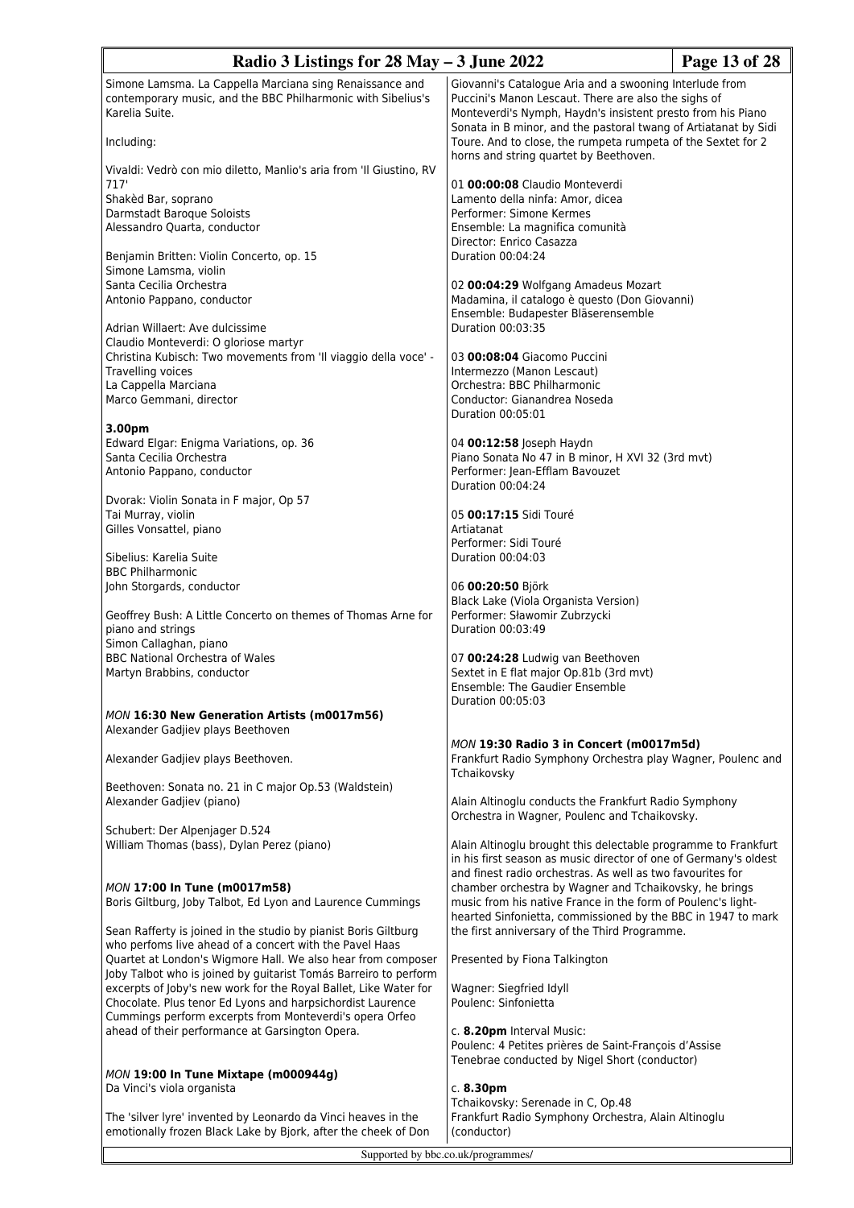Simone Lamsma. La Cappella Marciana sing Renaissance and contemporary music, and the BBC Philharmonic with Sibelius's Karelia Suite.

Including:

Vivaldi: Vedrò con mio diletto, Manlio's aria from 'Il Giustino, RV 717'
Shakèd Bar, soprano
Darmstadt Baroque Soloists
Alessandro Quarta, conductor

Benjamin Britten: Violin Concerto, op. 15
Simone Lamsma, violin
Santa Cecilia Orchestra
Antonio Pappano, conductor

Adrian Willaert: Ave dulcissime
Claudio Monteverdi: O gloriose martyr
Christina Kubisch: Two movements from 'Il viaggio della voce' - Travelling voices
La Cappella Marciana
Marco Gemmani, director

**3.00pm**
Edward Elgar: Enigma Variations, op. 36
Santa Cecilia Orchestra
Antonio Pappano, conductor

Dvorak: Violin Sonata in F major, Op 57
Tai Murray, violin
Gilles Vonsattel, piano

Sibelius: Karelia Suite
BBC Philharmonic
John Storgards, conductor

Geoffrey Bush: A Little Concerto on themes of Thomas Arne for piano and strings
Simon Callaghan, piano
BBC National Orchestra of Wales
Martyn Brabbins, conductor

*MON* **16:30 New Generation Artists (m0017m56)**
Alexander Gadjiev plays Beethoven

Alexander Gadjiev plays Beethoven.

Beethoven: Sonata no. 21 in C major Op.53 (Waldstein)
Alexander Gadjiev (piano)

Schubert: Der Alpenjager D.524
William Thomas (bass), Dylan Perez (piano)

*MON* **17:00 In Tune (m0017m58)**
Boris Giltburg, Joby Talbot, Ed Lyon and Laurence Cummings

Sean Rafferty is joined in the studio by pianist Boris Giltburg who perfoms live ahead of a concert with the Pavel Haas Quartet at London's Wigmore Hall. We also hear from composer Joby Talbot who is joined by guitarist Tomás Barreiro to perform excerpts of Joby's new work for the Royal Ballet, Like Water for Chocolate. Plus tenor Ed Lyons and harpsichordist Laurence Cummings perform excerpts from Monteverdi's opera Orfeo ahead of their performance at Garsington Opera.

*MON* **19:00 In Tune Mixtape (m000944g)**
Da Vinci's viola organista

The 'silver lyre' invented by Leonardo da Vinci heaves in the emotionally frozen Black Lake by Bjork, after the cheek of Don Giovanni's Catalogue Aria and a swooning Interlude from Puccini's Manon Lescaut. There are also the sighs of Monteverdi's Nymph, Haydn's insistent presto from his Piano Sonata in B minor, and the pastoral twang of Artiatanat by Sidi Toure. And to close, the rumpeta rumpeta of the Sextet for 2 horns and string quartet by Beethoven.

01 **00:00:08** Claudio Monteverdi
Lamento della ninfa: Amor, dicea
Performer: Simone Kermes
Ensemble: La magnifica comunità
Director: Enrico Casazza
Duration 00:04:24

02 **00:04:29** Wolfgang Amadeus Mozart
Madamina, il catalogo è questo (Don Giovanni)
Ensemble: Budapester Bläserensemble
Duration 00:03:35

03 **00:08:04** Giacomo Puccini
Intermezzo (Manon Lescaut)
Orchestra: BBC Philharmonic
Conductor: Gianandrea Noseda
Duration 00:05:01

04 **00:12:58** Joseph Haydn
Piano Sonata No 47 in B minor, H XVI 32 (3rd mvt)
Performer: Jean-Efflam Bavouzet
Duration 00:04:24

05 **00:17:15** Sidi Touré
Artiatanat
Performer: Sidi Touré
Duration 00:04:03

06 **00:20:50** Björk
Black Lake (Viola Organista Version)
Performer: Sławomir Zubrzycki
Duration 00:03:49

07 **00:24:28** Ludwig van Beethoven
Sextet in E flat major Op.81b (3rd mvt)
Ensemble: The Gaudier Ensemble
Duration 00:05:03

*MON* **19:30 Radio 3 in Concert (m0017m5d)**
Frankfurt Radio Symphony Orchestra play Wagner, Poulenc and Tchaikovsky

Alain Altinoglu conducts the Frankfurt Radio Symphony Orchestra in Wagner, Poulenc and Tchaikovsky.

Alain Altinoglu brought this delectable programme to Frankfurt in his first season as music director of one of Germany's oldest and finest radio orchestras. As well as two favourites for chamber orchestra by Wagner and Tchaikovsky, he brings music from his native France in the form of Poulenc's light-hearted Sinfonietta, commissioned by the BBC in 1947 to mark the first anniversary of the Third Programme.

Presented by Fiona Talkington

Wagner: Siegfried Idyll
Poulenc: Sinfonietta

c. **8.20pm** Interval Music:
Poulenc: 4 Petites prières de Saint-François d'Assise
Tenebrae conducted by Nigel Short (conductor)

c. **8.30pm**
Tchaikovsky: Serenade in C, Op.48
Frankfurt Radio Symphony Orchestra, Alain Altinoglu (conductor)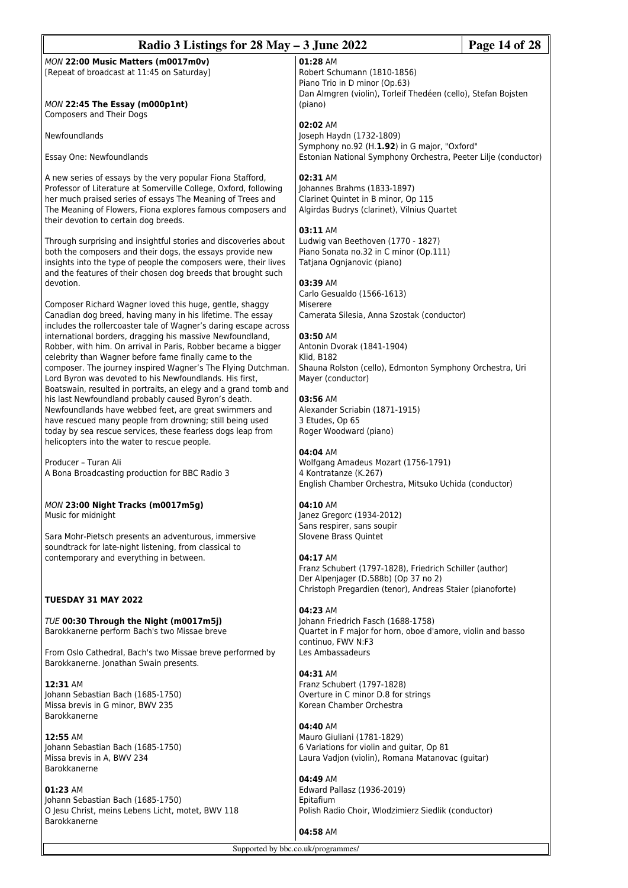*MON* **22:00 Music Matters (m0017m0v)**
[Repeat of broadcast at 11:45 on Saturday]

*MON* **22:45 The Essay (m000p1nt)**
Composers and Their Dogs

Newfoundlands

Essay One: Newfoundlands

A new series of essays by the very popular Fiona Stafford, Professor of Literature at Somerville College, Oxford, following her much praised series of essays The Meaning of Trees and The Meaning of Flowers, Fiona explores famous composers and their devotion to certain dog breeds.

Through surprising and insightful stories and discoveries about both the composers and their dogs, the essays provide new insights into the type of people the composers were, their lives and the features of their chosen dog breeds that brought such devotion.

Composer Richard Wagner loved this huge, gentle, shaggy Canadian dog breed, having many in his lifetime. The essay includes the rollercoaster tale of Wagner's daring escape across international borders, dragging his massive Newfoundland, Robber, with him. On arrival in Paris, Robber became a bigger celebrity than Wagner before fame finally came to the composer. The journey inspired Wagner's The Flying Dutchman. Lord Byron was devoted to his Newfoundlands. His first, Boatswain, resulted in portraits, an elegy and a grand tomb and his last Newfoundland probably caused Byron's death. Newfoundlands have webbed feet, are great swimmers and have rescued many people from drowning; still being used today by sea rescue services, these fearless dogs leap from helicopters into the water to rescue people.

Producer – Turan Ali
A Bona Broadcasting production for BBC Radio 3

*MON* **23:00 Night Tracks (m0017m5g)**
Music for midnight

Sara Mohr-Pietsch presents an adventurous, immersive soundtrack for late-night listening, from classical to contemporary and everything in between.

**TUESDAY 31 MAY 2022**

*TUE* **00:30 Through the Night (m0017m5j)**
Barokkanerne perform Bach's two Missae breve

From Oslo Cathedral, Bach's two Missae breve performed by Barokkanerne. Jonathan Swain presents.

**12:31** AM
Johann Sebastian Bach (1685-1750)
Missa brevis in G minor, BWV 235
Barokkanerne

**12:55** AM
Johann Sebastian Bach (1685-1750)
Missa brevis in A, BWV 234
Barokkanerne

**01:23** AM
Johann Sebastian Bach (1685-1750)
O Jesu Christ, meins Lebens Licht, motet, BWV 118
Barokkanerne

**01:28** AM
Robert Schumann (1810-1856)
Piano Trio in D minor (Op.63)
Dan Almgren (violin), Torleif Thedéen (cello), Stefan Bojsten (piano)

**02:02** AM
Joseph Haydn (1732-1809)
Symphony no.92 (H.**1.92**) in G major, "Oxford"
Estonian National Symphony Orchestra, Peeter Lilje (conductor)

**02:31** AM
Johannes Brahms (1833-1897)
Clarinet Quintet in B minor, Op 115
Algirdas Budrys (clarinet), Vilnius Quartet

**03:11** AM
Ludwig van Beethoven (1770 - 1827)
Piano Sonata no.32 in C minor (Op.111)
Tatjana Ognjanovic (piano)

**03:39** AM
Carlo Gesualdo (1566-1613)
Miserere
Camerata Silesia, Anna Szostak (conductor)

**03:50** AM
Antonin Dvorak (1841-1904)
Klid, B182
Shauna Rolston (cello), Edmonton Symphony Orchestra, Uri Mayer (conductor)

**03:56** AM
Alexander Scriabin (1871-1915)
3 Etudes, Op 65
Roger Woodward (piano)

**04:04** AM
Wolfgang Amadeus Mozart (1756-1791)
4 Kontratanze (K.267)
English Chamber Orchestra, Mitsuko Uchida (conductor)

**04:10** AM
Janez Gregorc (1934-2012)
Sans respirer, sans soupir
Slovene Brass Quintet

**04:17** AM
Franz Schubert (1797-1828), Friedrich Schiller (author)
Der Alpenjager (D.588b) (Op 37 no 2)
Christoph Pregardien (tenor), Andreas Staier (pianoforte)

**04:23** AM
Johann Friedrich Fasch (1688-1758)
Quartet in F major for horn, oboe d'amore, violin and basso continuo, FWV N:F3
Les Ambassadeurs

**04:31** AM
Franz Schubert (1797-1828)
Overture in C minor D.8 for strings
Korean Chamber Orchestra

**04:40** AM
Mauro Giuliani (1781-1829)
6 Variations for violin and guitar, Op 81
Laura Vadjon (violin), Romana Matanovac (guitar)

**04:49** AM
Edward Pallasz (1936-2019)
Epitafium
Polish Radio Choir, Wlodzimierz Siedlik (conductor)

**04:58** AM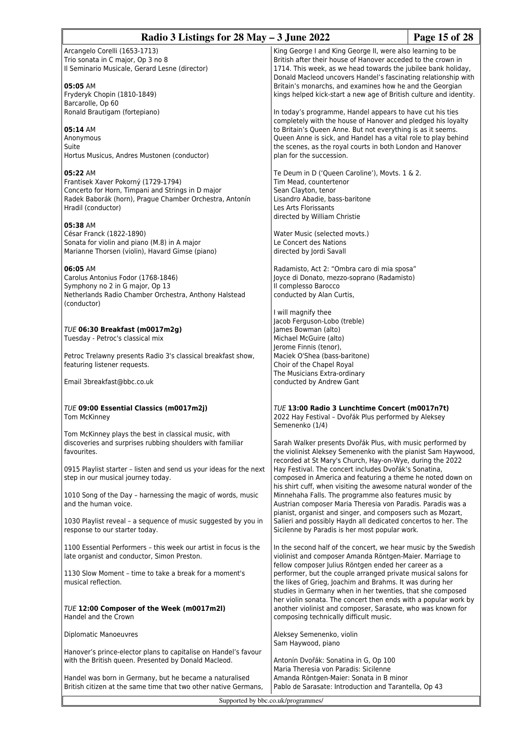Arcangelo Corelli (1653-1713)
Trio sonata in C major, Op 3 no 8
Il Seminario Musicale, Gerard Lesne (director)

**05:05** AM
Fryderyk Chopin (1810-1849)
Barcarolle, Op 60
Ronald Brautigam (fortepiano)

**05:14** AM
Anonymous
Suite
Hortus Musicus, Andres Mustonen (conductor)

**05:22** AM
Frantisek Xaver Pokorný (1729-1794)
Concerto for Horn, Timpani and Strings in D major
Radek Baborák (horn), Prague Chamber Orchestra, Antonín Hradil (conductor)

**05:38** AM
César Franck (1822-1890)
Sonata for violin and piano (M.8) in A major
Marianne Thorsen (violin), Havard Gimse (piano)

**06:05** AM
Carolus Antonius Fodor (1768-1846)
Symphony no 2 in G major, Op 13
Netherlands Radio Chamber Orchestra, Anthony Halstead (conductor)

*TUE* **06:30 Breakfast (m0017m2g)**
Tuesday - Petroc's classical mix

Petroc Trelawny presents Radio 3's classical breakfast show, featuring listener requests.

Email 3breakfast@bbc.co.uk

*TUE* **09:00 Essential Classics (m0017m2j)**
Tom McKinney

Tom McKinney plays the best in classical music, with discoveries and surprises rubbing shoulders with familiar favourites.

0915 Playlist starter – listen and send us your ideas for the next step in our musical journey today.

1010 Song of the Day – harnessing the magic of words, music and the human voice.

1030 Playlist reveal – a sequence of music suggested by you in response to our starter today.

1100 Essential Performers – this week our artist in focus is the late organist and conductor, Simon Preston.

1130 Slow Moment – time to take a break for a moment's musical reflection.

*TUE* **12:00 Composer of the Week (m0017m2l)**
Handel and the Crown

Diplomatic Manoeuvres

Hanover's prince-elector plans to capitalise on Handel's favour with the British queen. Presented by Donald Macleod.

Handel was born in Germany, but he became a naturalised British citizen at the same time that two other native Germans, King George I and King George II, were also learning to be British after their house of Hanover acceded to the crown in 1714. This week, as we head towards the jubilee bank holiday, Donald Macleod uncovers Handel's fascinating relationship with Britain's monarchs, and examines how he and the Georgian kings helped kick-start a new age of British culture and identity.

In today's programme, Handel appears to have cut his ties completely with the house of Hanover and pledged his loyalty to Britain's Queen Anne. But not everything is as it seems. Queen Anne is sick, and Handel has a vital role to play behind the scenes, as the royal courts in both London and Hanover plan for the succession.

Te Deum in D ('Queen Caroline'), Movts. 1 & 2.
Tim Mead, countertenor
Sean Clayton, tenor
Lisandro Abadie, bass-baritone
Les Arts Florissants
directed by William Christie

Water Music (selected movts.)
Le Concert des Nations
directed by Jordi Savall

Radamisto, Act 2: "Ombra caro di mia sposa"
Joyce di Donato, mezzo-soprano (Radamisto)
Il complesso Barocco
conducted by Alan Curtis,

I will magnify thee
Jacob Ferguson-Lobo (treble)
James Bowman (alto)
Michael McGuire (alto)
Jerome Finnis (tenor),
Maciek O'Shea (bass-baritone)
Choir of the Chapel Royal
The Musicians Extra-ordinary
conducted by Andrew Gant

*TUE* **13:00 Radio 3 Lunchtime Concert (m0017n7t)**
2022 Hay Festival – Dvořák Plus performed by Aleksey Semenenko (1/4)

Sarah Walker presents Dvořák Plus, with music performed by the violinist Aleksey Semenenko with the pianist Sam Haywood, recorded at St Mary's Church, Hay-on-Wye, during the 2022 Hay Festival. The concert includes Dvořák's Sonatina, composed in America and featuring a theme he noted down on his shirt cuff, when visiting the awesome natural wonder of the Minnehaha Falls. The programme also features music by Austrian composer Maria Theresia von Paradis. Paradis was a pianist, organist and singer, and composers such as Mozart, Salieri and possibly Haydn all dedicated concertos to her. The Sicilenne by Paradis is her most popular work.

In the second half of the concert, we hear music by the Swedish violinist and composer Amanda Röntgen-Maier. Marriage to fellow composer Julius Röntgen ended her career as a performer, but the couple arranged private musical salons for the likes of Grieg, Joachim and Brahms. It was during her studies in Germany when in her twenties, that she composed her violin sonata. The concert then ends with a popular work by another violinist and composer, Sarasate, who was known for composing technically difficult music.

Aleksey Semenenko, violin
Sam Haywood, piano

Antonín Dvořák: Sonatina in G, Op 100
Maria Theresia von Paradis: Sicilenne
Amanda Röntgen-Maier: Sonata in B minor
Pablo de Sarasate: Introduction and Tarantella, Op 43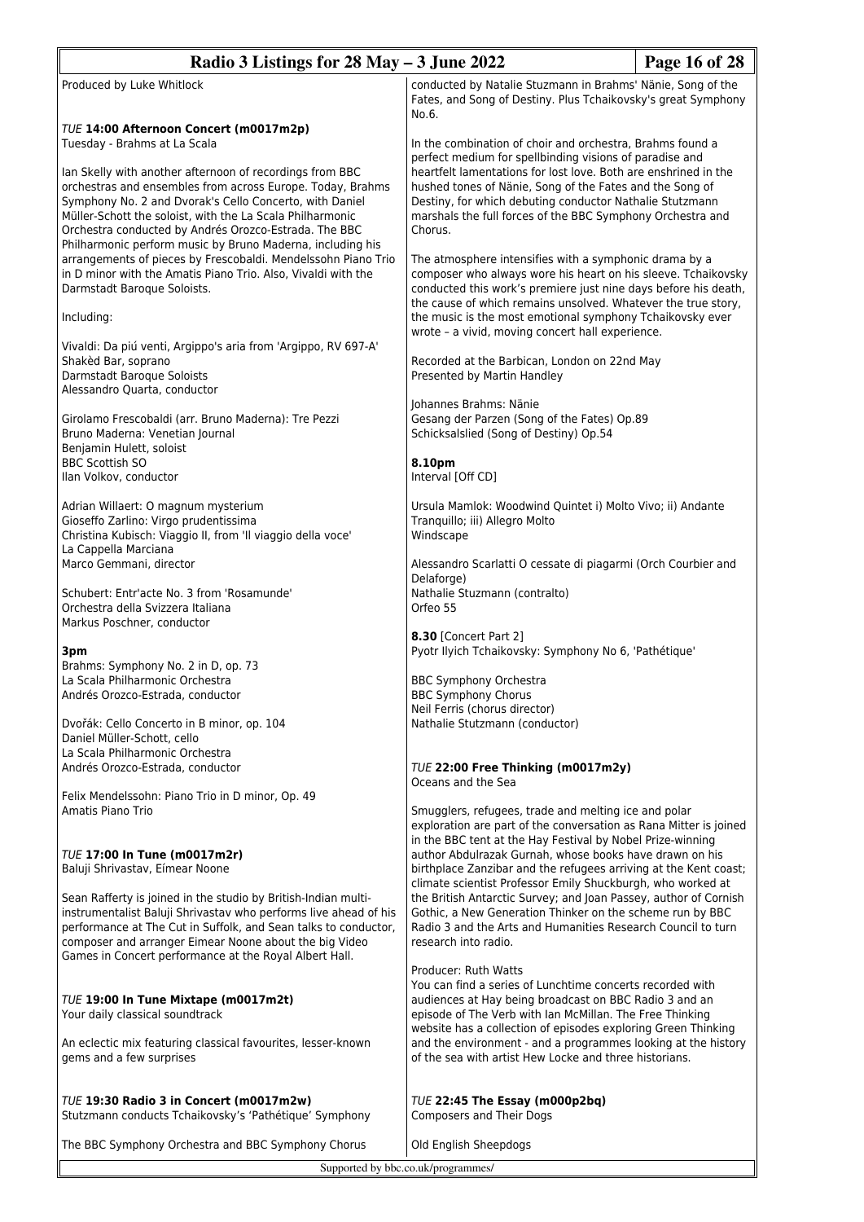Produced by Luke Whitlock

*TUE* **14:00 Afternoon Concert (m0017m2p)**
Tuesday - Brahms at La Scala

Ian Skelly with another afternoon of recordings from BBC orchestras and ensembles from across Europe. Today, Brahms Symphony No. 2 and Dvorak's Cello Concerto, with Daniel Müller-Schott the soloist, with the La Scala Philharmonic Orchestra conducted by Andrés Orozco-Estrada. The BBC Philharmonic perform music by Bruno Maderna, including his arrangements of pieces by Frescobaldi. Mendelssohn Piano Trio in D minor with the Amatis Piano Trio. Also, Vivaldi with the Darmstadt Baroque Soloists.

Including:

Vivaldi: Da piú venti, Argippo's aria from 'Argippo, RV 697-A'
Shakèd Bar, soprano
Darmstadt Baroque Soloists
Alessandro Quarta, conductor

Girolamo Frescobaldi (arr. Bruno Maderna): Tre Pezzi
Bruno Maderna: Venetian Journal
Benjamin Hulett, soloist
BBC Scottish SO
Ilan Volkov, conductor

Adrian Willaert: O magnum mysterium
Gioseffo Zarlino: Virgo prudentissima
Christina Kubisch: Viaggio II, from 'Il viaggio della voce'
La Cappella Marciana
Marco Gemmani, director

Schubert: Entr'acte No. 3 from 'Rosamunde'
Orchestra della Svizzera Italiana
Markus Poschner, conductor

**3pm**
Brahms: Symphony No. 2 in D, op. 73
La Scala Philharmonic Orchestra
Andrés Orozco-Estrada, conductor

Dvořák: Cello Concerto in B minor, op. 104
Daniel Müller-Schott, cello
La Scala Philharmonic Orchestra
Andrés Orozco-Estrada, conductor

Felix Mendelssohn: Piano Trio in D minor, Op. 49
Amatis Piano Trio

*TUE* **17:00 In Tune (m0017m2r)**
Baluji Shrivastav, Eímear Noone

Sean Rafferty is joined in the studio by British-Indian multi-instrumentalist Baluji Shrivastav who performs live ahead of his performance at The Cut in Suffolk, and Sean talks to conductor, composer and arranger Eimear Noone about the big Video Games in Concert performance at the Royal Albert Hall.

*TUE* **19:00 In Tune Mixtape (m0017m2t)**
Your daily classical soundtrack

An eclectic mix featuring classical favourites, lesser-known gems and a few surprises

*TUE* **19:30 Radio 3 in Concert (m0017m2w)**
Stutzmann conducts Tchaikovsky's 'Pathétique' Symphony

The BBC Symphony Orchestra and BBC Symphony Chorus conducted by Natalie Stuzmann in Brahms' Nänie, Song of the Fates, and Song of Destiny. Plus Tchaikovsky's great Symphony No.6.

In the combination of choir and orchestra, Brahms found a perfect medium for spellbinding visions of paradise and heartfelt lamentations for lost love. Both are enshrined in the hushed tones of Nänie, Song of the Fates and the Song of Destiny, for which debuting conductor Nathalie Stutzmann marshals the full forces of the BBC Symphony Orchestra and Chorus.

The atmosphere intensifies with a symphonic drama by a composer who always wore his heart on his sleeve. Tchaikovsky conducted this work's premiere just nine days before his death, the cause of which remains unsolved. Whatever the true story, the music is the most emotional symphony Tchaikovsky ever wrote – a vivid, moving concert hall experience.

Recorded at the Barbican, London on 22nd May
Presented by Martin Handley

Johannes Brahms: Nänie
Gesang der Parzen (Song of the Fates) Op.89
Schicksalslied (Song of Destiny) Op.54

**8.10pm**
Interval [Off CD]

Ursula Mamlok: Woodwind Quintet i) Molto Vivo; ii) Andante Tranquillo; iii) Allegro Molto
Windscape

Alessandro Scarlatti O cessate di piagarmi (Orch Courbier and Delaforge)
Nathalie Stuzmann (contralto)
Orfeo 55

**8.30** [Concert Part 2]
Pyotr Ilyich Tchaikovsky: Symphony No 6, 'Pathétique'

BBC Symphony Orchestra
BBC Symphony Chorus
Neil Ferris (chorus director)
Nathalie Stutzmann (conductor)

*TUE* **22:00 Free Thinking (m0017m2y)**
Oceans and the Sea

Smugglers, refugees, trade and melting ice and polar exploration are part of the conversation as Rana Mitter is joined in the BBC tent at the Hay Festival by Nobel Prize-winning author Abdulrazak Gurnah, whose books have drawn on his birthplace Zanzibar and the refugees arriving at the Kent coast; climate scientist Professor Emily Shuckburgh, who worked at the British Antarctic Survey; and Joan Passey, author of Cornish Gothic, a New Generation Thinker on the scheme run by BBC Radio 3 and the Arts and Humanities Research Council to turn research into radio.

Producer: Ruth Watts
You can find a series of Lunchtime concerts recorded with audiences at Hay being broadcast on BBC Radio 3 and an episode of The Verb with Ian McMillan. The Free Thinking website has a collection of episodes exploring Green Thinking and the environment - and a programmes looking at the history of the sea with artist Hew Locke and three historians.

*TUE* **22:45 The Essay (m000p2bq)**
Composers and Their Dogs

Old English Sheepdogs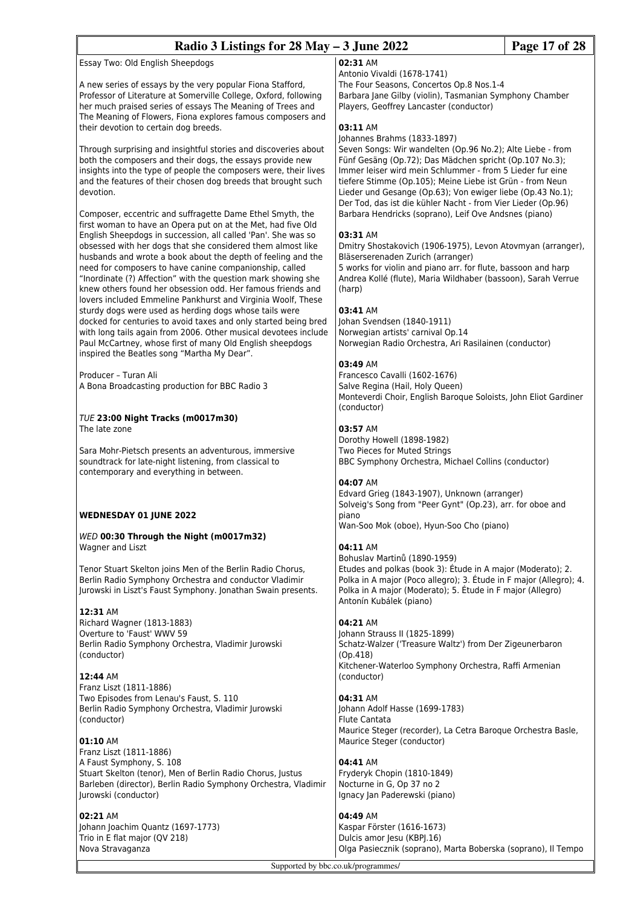Essay Two: Old English Sheepdogs

A new series of essays by the very popular Fiona Stafford, Professor of Literature at Somerville College, Oxford, following her much praised series of essays The Meaning of Trees and The Meaning of Flowers, Fiona explores famous composers and their devotion to certain dog breeds.

Through surprising and insightful stories and discoveries about both the composers and their dogs, the essays provide new insights into the type of people the composers were, their lives and the features of their chosen dog breeds that brought such devotion.

Composer, eccentric and suffragette Dame Ethel Smyth, the first woman to have an Opera put on at the Met, had five Old English Sheepdogs in succession, all called 'Pan'. She was so obsessed with her dogs that she considered them almost like husbands and wrote a book about the depth of feeling and the need for composers to have canine companionship, called "Inordinate (?) Affection" with the question mark showing she knew others found her obsession odd. Her famous friends and lovers included Emmeline Pankhurst and Virginia Woolf, These sturdy dogs were used as herding dogs whose tails were docked for centuries to avoid taxes and only started being bred with long tails again from 2006. Other musical devotees include Paul McCartney, whose first of many Old English sheepdogs inspired the Beatles song "Martha My Dear".

Producer – Turan Ali
A Bona Broadcasting production for BBC Radio 3

*TUE* **23:00 Night Tracks (m0017m30)**
The late zone

Sara Mohr-Pietsch presents an adventurous, immersive soundtrack for late-night listening, from classical to contemporary and everything in between.

## WEDNESDAY 01 JUNE 2022

*WED* **00:30 Through the Night (m0017m32)**
Wagner and Liszt

Tenor Stuart Skelton joins Men of the Berlin Radio Chorus, Berlin Radio Symphony Orchestra and conductor Vladimir Jurowski in Liszt's Faust Symphony. Jonathan Swain presents.

**12:31** AM
Richard Wagner (1813-1883)
Overture to 'Faust' WWV 59
Berlin Radio Symphony Orchestra, Vladimir Jurowski (conductor)

**12:44** AM
Franz Liszt (1811-1886)
Two Episodes from Lenau's Faust, S. 110
Berlin Radio Symphony Orchestra, Vladimir Jurowski (conductor)

**01:10** AM
Franz Liszt (1811-1886)
A Faust Symphony, S. 108
Stuart Skelton (tenor), Men of Berlin Radio Chorus, Justus Barleben (director), Berlin Radio Symphony Orchestra, Vladimir Jurowski (conductor)

**02:21** AM
Johann Joachim Quantz (1697-1773)
Trio in E flat major (QV 218)
Nova Stravaganza

**02:31** AM
Antonio Vivaldi (1678-1741)
The Four Seasons, Concertos Op.8 Nos.1-4
Barbara Jane Gilby (violin), Tasmanian Symphony Chamber Players, Geoffrey Lancaster (conductor)

**03:11** AM
Johannes Brahms (1833-1897)
Seven Songs: Wir wandelten (Op.96 No.2); Alte Liebe - from Fünf Gesäng (Op.72); Das Mädchen spricht (Op.107 No.3); Immer leiser wird mein Schlummer - from 5 Lieder fur eine tiefere Stimme (Op.105); Meine Liebe ist Grün - from Neun Lieder und Gesange (Op.63); Von ewiger liebe (Op.43 No.1); Der Tod, das ist die kühler Nacht - from Vier Lieder (Op.96)
Barbara Hendricks (soprano), Leif Ove Andsnes (piano)

**03:31** AM
Dmitry Shostakovich (1906-1975), Levon Atovmyan (arranger), Bläserserenaden Zurich (arranger)
5 works for violin and piano arr. for flute, bassoon and harp
Andrea Kollé (flute), Maria Wildhaber (bassoon), Sarah Verrue (harp)

**03:41** AM
Johan Svendsen (1840-1911)
Norwegian artists' carnival Op.14
Norwegian Radio Orchestra, Ari Rasilainen (conductor)

**03:49** AM
Francesco Cavalli (1602-1676)
Salve Regina (Hail, Holy Queen)
Monteverdi Choir, English Baroque Soloists, John Eliot Gardiner (conductor)

**03:57** AM
Dorothy Howell (1898-1982)
Two Pieces for Muted Strings
BBC Symphony Orchestra, Michael Collins (conductor)

**04:07** AM
Edvard Grieg (1843-1907), Unknown (arranger)
Solveig's Song from "Peer Gynt" (Op.23), arr. for oboe and piano
Wan-Soo Mok (oboe), Hyun-Soo Cho (piano)

**04:11** AM
Bohuslav Martinů (1890-1959)
Etudes and polkas (book 3): Étude in A major (Moderato); 2. Polka in A major (Poco allegro); 3. Étude in F major (Allegro); 4. Polka in A major (Moderato); 5. Étude in F major (Allegro)
Antonín Kubálek (piano)

**04:21** AM
Johann Strauss II (1825-1899)
Schatz-Walzer ('Treasure Waltz') from Der Zigeunerbaron (Op.418)
Kitchener-Waterloo Symphony Orchestra, Raffi Armenian (conductor)

**04:31** AM
Johann Adolf Hasse (1699-1783)
Flute Cantata
Maurice Steger (recorder), La Cetra Baroque Orchestra Basle, Maurice Steger (conductor)

**04:41** AM
Fryderyk Chopin (1810-1849)
Nocturne in G, Op 37 no 2
Ignacy Jan Paderewski (piano)

**04:49** AM
Kaspar Förster (1616-1673)
Dulcis amor Jesu (KBPJ.16)
Olga Pasiecznik (soprano), Marta Boberska (soprano), Il Tempo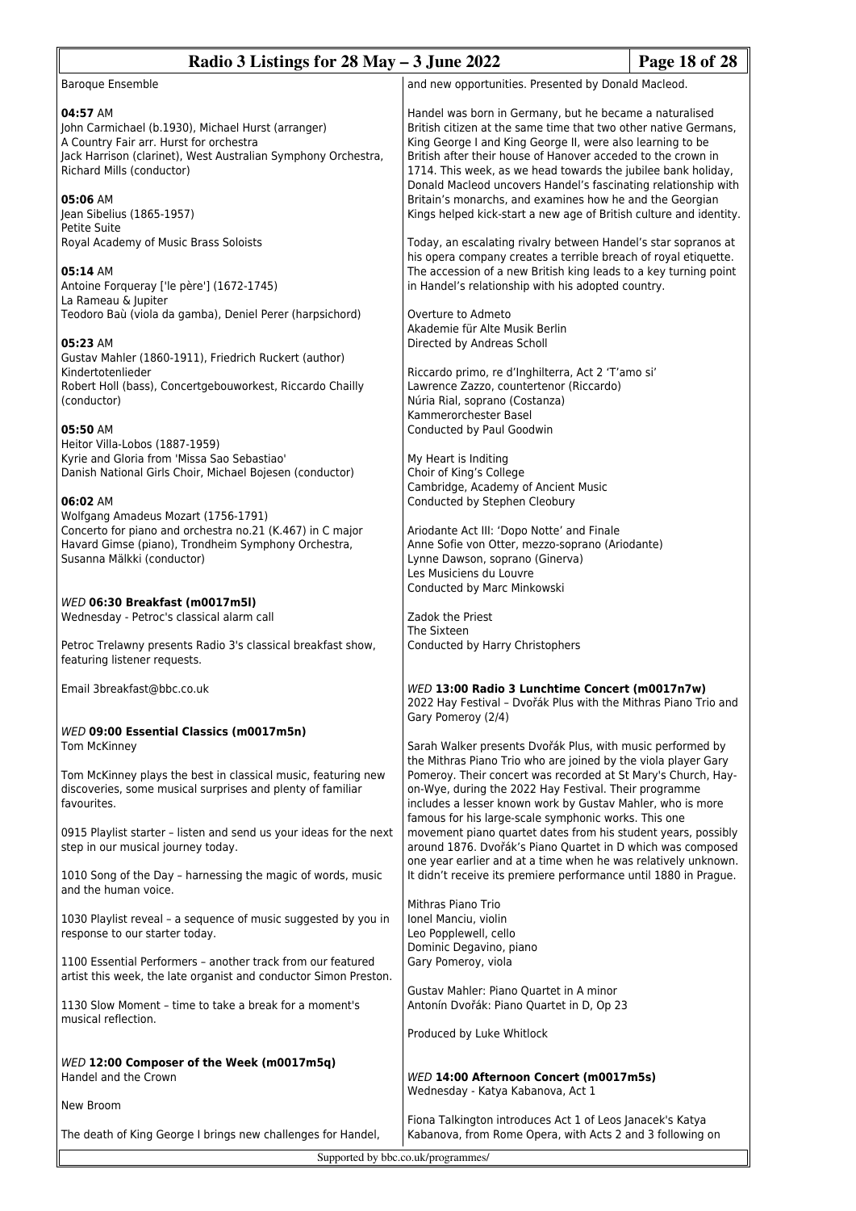Baroque Ensemble

**04:57** AM
John Carmichael (b.1930), Michael Hurst (arranger)
A Country Fair arr. Hurst for orchestra
Jack Harrison (clarinet), West Australian Symphony Orchestra, Richard Mills (conductor)

**05:06** AM
Jean Sibelius (1865-1957)
Petite Suite
Royal Academy of Music Brass Soloists

**05:14** AM
Antoine Forqueray ['le père'] (1672-1745)
La Rameau & Jupiter
Teodoro Baù (viola da gamba), Deniel Perer (harpsichord)

**05:23** AM
Gustav Mahler (1860-1911), Friedrich Ruckert (author)
Kindertotenlieder
Robert Holl (bass), Concertgebouworkest, Riccardo Chailly (conductor)

**05:50** AM
Heitor Villa-Lobos (1887-1959)
Kyrie and Gloria from 'Missa Sao Sebastiao'
Danish National Girls Choir, Michael Bojesen (conductor)

**06:02** AM
Wolfgang Amadeus Mozart (1756-1791)
Concerto for piano and orchestra no.21 (K.467) in C major
Havard Gimse (piano), Trondheim Symphony Orchestra, Susanna Mälkki (conductor)

*WED* **06:30 Breakfast (m0017m5l)**
Wednesday - Petroc's classical alarm call

Petroc Trelawny presents Radio 3's classical breakfast show, featuring listener requests.

Email 3breakfast@bbc.co.uk

*WED* **09:00 Essential Classics (m0017m5n)**
Tom McKinney

Tom McKinney plays the best in classical music, featuring new discoveries, some musical surprises and plenty of familiar favourites.

0915 Playlist starter – listen and send us your ideas for the next step in our musical journey today.

1010 Song of the Day – harnessing the magic of words, music and the human voice.

1030 Playlist reveal – a sequence of music suggested by you in response to our starter today.

1100 Essential Performers – another track from our featured artist this week, the late organist and conductor Simon Preston.

1130 Slow Moment – time to take a break for a moment's musical reflection.

*WED* **12:00 Composer of the Week (m0017m5q)**
Handel and the Crown

New Broom

The death of King George I brings new challenges for Handel, and new opportunities. Presented by Donald Macleod.

Handel was born in Germany, but he became a naturalised British citizen at the same time that two other native Germans, King George I and King George II, were also learning to be British after their house of Hanover acceded to the crown in 1714. This week, as we head towards the jubilee bank holiday, Donald Macleod uncovers Handel's fascinating relationship with Britain's monarchs, and examines how he and the Georgian Kings helped kick-start a new age of British culture and identity.

Today, an escalating rivalry between Handel's star sopranos at his opera company creates a terrible breach of royal etiquette. The accession of a new British king leads to a key turning point in Handel's relationship with his adopted country.

Overture to Admeto
Akademie für Alte Musik Berlin
Directed by Andreas Scholl

Riccardo primo, re d'Inghilterra, Act 2 'T'amo si'
Lawrence Zazzo, countertenor (Riccardo)
Núria Rial, soprano (Costanza)
Kammerorchester Basel
Conducted by Paul Goodwin

My Heart is Inditing
Choir of King's College
Cambridge, Academy of Ancient Music
Conducted by Stephen Cleobury

Ariodante Act III: 'Dopo Notte' and Finale
Anne Sofie von Otter, mezzo-soprano (Ariodante)
Lynne Dawson, soprano (Ginerva)
Les Musiciens du Louvre
Conducted by Marc Minkowski

Zadok the Priest
The Sixteen
Conducted by Harry Christophers

*WED* **13:00 Radio 3 Lunchtime Concert (m0017n7w)**
2022 Hay Festival – Dvořák Plus with the Mithras Piano Trio and Gary Pomeroy (2/4)

Sarah Walker presents Dvořák Plus, with music performed by the Mithras Piano Trio who are joined by the viola player Gary Pomeroy. Their concert was recorded at St Mary's Church, Hay-on-Wye, during the 2022 Hay Festival. Their programme includes a lesser known work by Gustav Mahler, who is more famous for his large-scale symphonic works. This one movement piano quartet dates from his student years, possibly around 1876. Dvořák's Piano Quartet in D which was composed one year earlier and at a time when he was relatively unknown. It didn't receive its premiere performance until 1880 in Prague.

Mithras Piano Trio
Ionel Manciu, violin
Leo Popplewell, cello
Dominic Degavino, piano
Gary Pomeroy, viola

Gustav Mahler: Piano Quartet in A minor
Antonín Dvořák: Piano Quartet in D, Op 23

Produced by Luke Whitlock

*WED* **14:00 Afternoon Concert (m0017m5s)**
Wednesday - Katya Kabanova, Act 1

Fiona Talkington introduces Act 1 of Leos Janacek's Katya Kabanova, from Rome Opera, with Acts 2 and 3 following on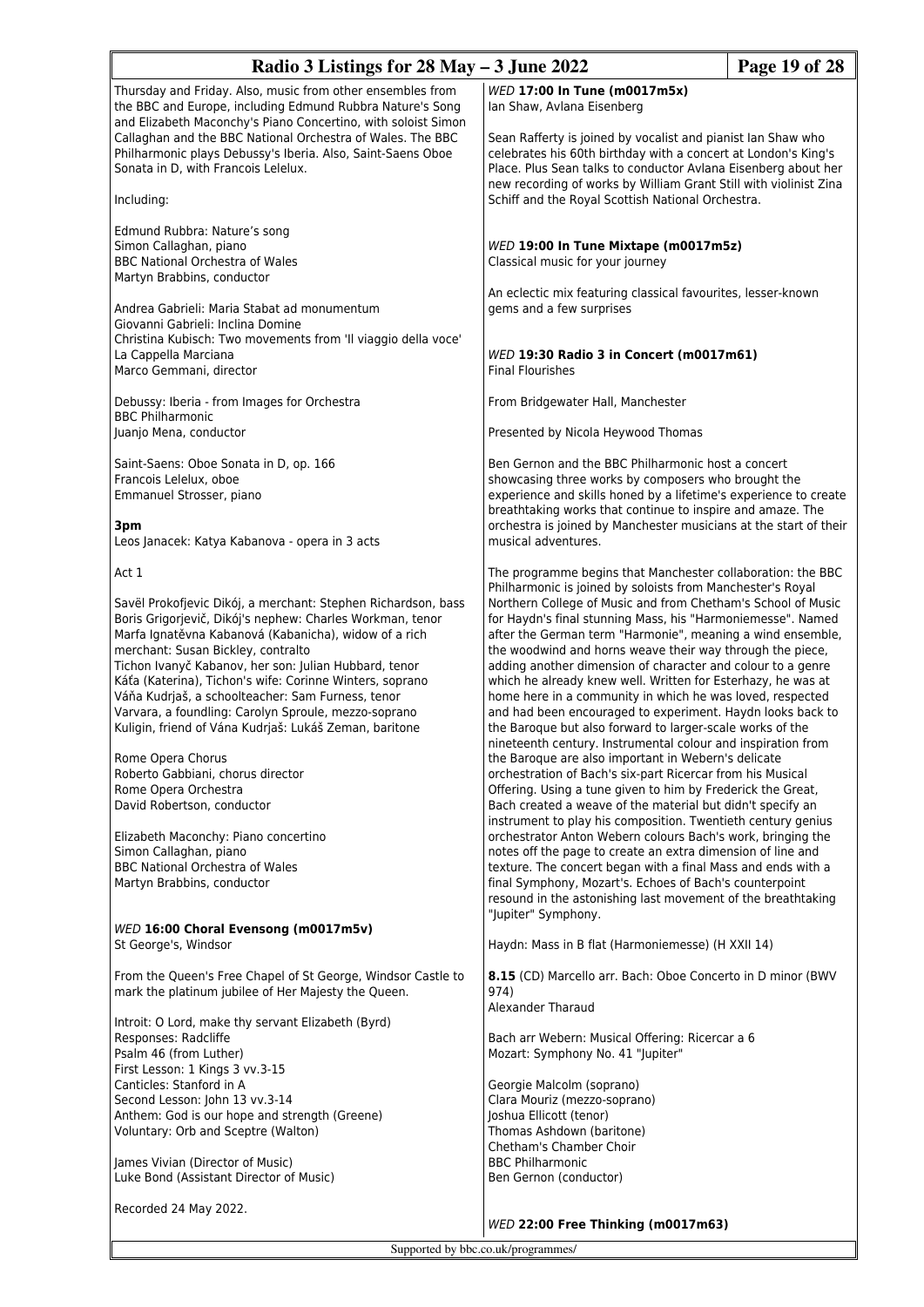Thursday and Friday. Also, music from other ensembles from the BBC and Europe, including Edmund Rubbra Nature's Song and Elizabeth Maconchy's Piano Concertino, with soloist Simon Callaghan and the BBC National Orchestra of Wales. The BBC Philharmonic plays Debussy's Iberia. Also, Saint-Saens Oboe Sonata in D, with Francois Lelelux.

Including:

Edmund Rubbra: Nature's song
Simon Callaghan, piano
BBC National Orchestra of Wales
Martyn Brabbins, conductor

Andrea Gabrieli: Maria Stabat ad monumentum
Giovanni Gabrieli: Inclina Domine
Christina Kubisch: Two movements from 'Il viaggio della voce'
La Cappella Marciana
Marco Gemmani, director

Debussy: Iberia - from Images for Orchestra
BBC Philharmonic
Juanjo Mena, conductor

Saint-Saens: Oboe Sonata in D, op. 166
Francois Lelelux, oboe
Emmanuel Strosser, piano

**3pm**
Leos Janacek: Katya Kabanova - opera in 3 acts

Act 1

Savěl Prokofjevic Dikój, a merchant: Stephen Richardson, bass
Boris Grigorjevič, Dikój's nephew: Charles Workman, tenor
Marfa Ignatěvna Kabanová (Kabanicha), widow of a rich merchant: Susan Bickley, contralto
Tichon Ivanyč Kabanov, her son: Julian Hubbard, tenor
Káťa (Katerina), Tichon's wife: Corinne Winters, soprano
Váňa Kudrjaš, a schoolteacher: Sam Furness, tenor
Varvara, a foundling: Carolyn Sproule, mezzo-soprano
Kuligin, friend of Vána Kudrjaš: Lukáš Zeman, baritone

Rome Opera Chorus
Roberto Gabbiani, chorus director
Rome Opera Orchestra
David Robertson, conductor

Elizabeth Maconchy: Piano concertino
Simon Callaghan, piano
BBC National Orchestra of Wales
Martyn Brabbins, conductor

*WED* **16:00 Choral Evensong (m0017m5v)**
St George's, Windsor

From the Queen's Free Chapel of St George, Windsor Castle to mark the platinum jubilee of Her Majesty the Queen.

Introit: O Lord, make thy servant Elizabeth (Byrd)
Responses: Radcliffe
Psalm 46 (from Luther)
First Lesson: 1 Kings 3 vv.3-15
Canticles: Stanford in A
Second Lesson: John 13 vv.3-14
Anthem: God is our hope and strength (Greene)
Voluntary: Orb and Sceptre (Walton)

James Vivian (Director of Music)
Luke Bond (Assistant Director of Music)

Recorded 24 May 2022.

*WED* **17:00 In Tune (m0017m5x)**
Ian Shaw, Avlana Eisenberg

Sean Rafferty is joined by vocalist and pianist Ian Shaw who celebrates his 60th birthday with a concert at London's King's Place. Plus Sean talks to conductor Avlana Eisenberg about her new recording of works by William Grant Still with violinist Zina Schiff and the Royal Scottish National Orchestra.

*WED* **19:00 In Tune Mixtape (m0017m5z)**
Classical music for your journey

An eclectic mix featuring classical favourites, lesser-known gems and a few surprises

*WED* **19:30 Radio 3 in Concert (m0017m61)**
Final Flourishes

From Bridgewater Hall, Manchester

Presented by Nicola Heywood Thomas

Ben Gernon and the BBC Philharmonic host a concert showcasing three works by composers who brought the experience and skills honed by a lifetime's experience to create breathtaking works that continue to inspire and amaze. The orchestra is joined by Manchester musicians at the start of their musical adventures.

The programme begins that Manchester collaboration: the BBC Philharmonic is joined by soloists from Manchester's Royal Northern College of Music and from Chetham's School of Music for Haydn's final stunning Mass, his "Harmoniemesse". Named after the German term "Harmonie", meaning a wind ensemble, the woodwind and horns weave their way through the piece, adding another dimension of character and colour to a genre which he already knew well. Written for Esterhazy, he was at home here in a community in which he was loved, respected and had been encouraged to experiment. Haydn looks back to the Baroque but also forward to larger-scale works of the nineteenth century. Instrumental colour and inspiration from the Baroque are also important in Webern's delicate orchestration of Bach's six-part Ricercar from his Musical Offering. Using a tune given to him by Frederick the Great, Bach created a weave of the material but didn't specify an instrument to play his composition. Twentieth century genius orchestrator Anton Webern colours Bach's work, bringing the notes off the page to create an extra dimension of line and texture. The concert began with a final Mass and ends with a final Symphony, Mozart's. Echoes of Bach's counterpoint resound in the astonishing last movement of the breathtaking "Jupiter" Symphony.

Haydn: Mass in B flat (Harmoniemesse) (H XXII 14)

**8.15** (CD) Marcello arr. Bach: Oboe Concerto in D minor (BWV 974)
Alexander Tharaud

Bach arr Webern: Musical Offering: Ricercar a 6
Mozart: Symphony No. 41 "Jupiter"

Georgie Malcolm (soprano)
Clara Mouriz (mezzo-soprano)
Joshua Ellicott (tenor)
Thomas Ashdown (baritone)
Chetham's Chamber Choir
BBC Philharmonic
Ben Gernon (conductor)

*WED* **22:00 Free Thinking (m0017m63)**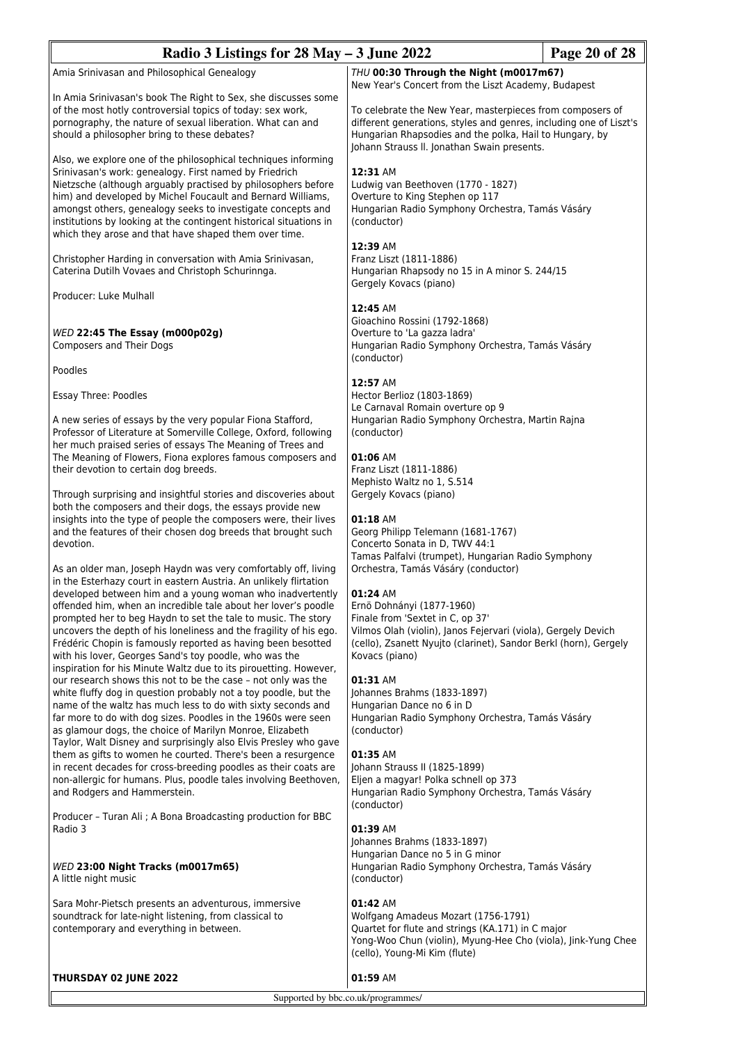Amia Srinivasan and Philosophical Genealogy

In Amia Srinivasan's book The Right to Sex, she discusses some of the most hotly controversial topics of today: sex work, pornography, the nature of sexual liberation. What can and should a philosopher bring to these debates?

Also, we explore one of the philosophical techniques informing Srinivasan's work: genealogy. First named by Friedrich Nietzsche (although arguably practised by philosophers before him) and developed by Michel Foucault and Bernard Williams, amongst others, genealogy seeks to investigate concepts and institutions by looking at the contingent historical situations in which they arose and that have shaped them over time.

Christopher Harding in conversation with Amia Srinivasan, Caterina Dutilh Vovaes and Christoph Schurinnga.

Producer: Luke Mulhall

*WED* **22:45 The Essay (m000p02g)**
Composers and Their Dogs

Poodles

Essay Three: Poodles

A new series of essays by the very popular Fiona Stafford, Professor of Literature at Somerville College, Oxford, following her much praised series of essays The Meaning of Trees and The Meaning of Flowers, Fiona explores famous composers and their devotion to certain dog breeds.

Through surprising and insightful stories and discoveries about both the composers and their dogs, the essays provide new insights into the type of people the composers were, their lives and the features of their chosen dog breeds that brought such devotion.

As an older man, Joseph Haydn was very comfortably off, living in the Esterhazy court in eastern Austria. An unlikely flirtation developed between him and a young woman who inadvertently offended him, when an incredible tale about her lover's poodle prompted her to beg Haydn to set the tale to music. The story uncovers the depth of his loneliness and the fragility of his ego. Frédéric Chopin is famously reported as having been besotted with his lover, Georges Sand's toy poodle, who was the inspiration for his Minute Waltz due to its pirouetting. However, our research shows this not to be the case – not only was the white fluffy dog in question probably not a toy poodle, but the name of the waltz has much less to do with sixty seconds and far more to do with dog sizes. Poodles in the 1960s were seen as glamour dogs, the choice of Marilyn Monroe, Elizabeth Taylor, Walt Disney and surprisingly also Elvis Presley who gave them as gifts to women he courted. There's been a resurgence in recent decades for cross-breeding poodles as their coats are non-allergic for humans. Plus, poodle tales involving Beethoven, and Rodgers and Hammerstein.

Producer – Turan Ali ; A Bona Broadcasting production for BBC Radio 3

*WED* **23:00 Night Tracks (m0017m65)**
A little night music

Sara Mohr-Pietsch presents an adventurous, immersive soundtrack for late-night listening, from classical to contemporary and everything in between.

**THURSDAY 02 JUNE 2022**

*THU* **00:30 Through the Night (m0017m67)**
New Year's Concert from the Liszt Academy, Budapest

To celebrate the New Year, masterpieces from composers of different generations, styles and genres, including one of Liszt's Hungarian Rhapsodies and the polka, Hail to Hungary, by Johann Strauss II. Jonathan Swain presents.

**12:31** AM
Ludwig van Beethoven (1770 - 1827)
Overture to King Stephen op 117
Hungarian Radio Symphony Orchestra, Tamás Vásáry (conductor)

**12:39** AM
Franz Liszt (1811-1886)
Hungarian Rhapsody no 15 in A minor S. 244/15
Gergely Kovacs (piano)

**12:45** AM
Gioachino Rossini (1792-1868)
Overture to 'La gazza ladra'
Hungarian Radio Symphony Orchestra, Tamás Vásáry (conductor)

**12:57** AM
Hector Berlioz (1803-1869)
Le Carnaval Romain overture op 9
Hungarian Radio Symphony Orchestra, Martin Rajna (conductor)

**01:06** AM
Franz Liszt (1811-1886)
Mephisto Waltz no 1, S.514
Gergely Kovacs (piano)

**01:18** AM
Georg Philipp Telemann (1681-1767)
Concerto Sonata in D, TWV 44:1
Tamas Palfalvi (trumpet), Hungarian Radio Symphony Orchestra, Tamás Vásáry (conductor)

**01:24** AM
Ernö Dohnányi (1877-1960)
Finale from 'Sextet in C, op 37'
Vilmos Olah (violin), Janos Fejervari (viola), Gergely Devich (cello), Zsanett Nyujto (clarinet), Sandor Berkl (horn), Gergely Kovacs (piano)

**01:31** AM
Johannes Brahms (1833-1897)
Hungarian Dance no 6 in D
Hungarian Radio Symphony Orchestra, Tamás Vásáry (conductor)

**01:35** AM
Johann Strauss II (1825-1899)
Eljen a magyar! Polka schnell op 373
Hungarian Radio Symphony Orchestra, Tamás Vásáry (conductor)

**01:39** AM
Johannes Brahms (1833-1897)
Hungarian Dance no 5 in G minor
Hungarian Radio Symphony Orchestra, Tamás Vásáry (conductor)

**01:42** AM
Wolfgang Amadeus Mozart (1756-1791)
Quartet for flute and strings (KA.171) in C major
Yong-Woo Chun (violin), Myung-Hee Cho (viola), Jink-Yung Chee (cello), Young-Mi Kim (flute)

**01:59** AM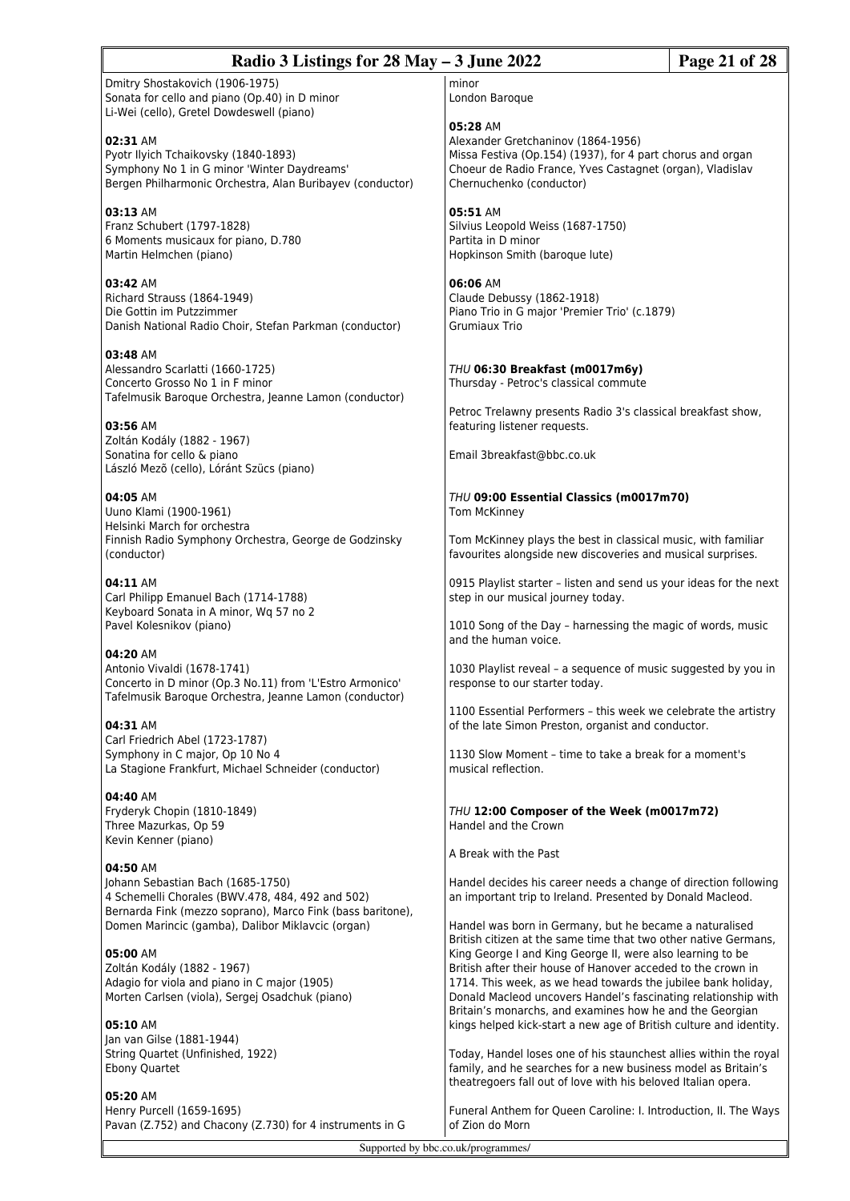Dmitry Shostakovich (1906-1975)
Sonata for cello and piano (Op.40) in D minor
Li-Wei (cello), Gretel Dowdeswell (piano)

**02:31** AM
Pyotr Ilyich Tchaikovsky (1840-1893)
Symphony No 1 in G minor 'Winter Daydreams'
Bergen Philharmonic Orchestra, Alan Buribayev (conductor)

**03:13** AM
Franz Schubert (1797-1828)
6 Moments musicaux for piano, D.780
Martin Helmchen (piano)

**03:42** AM
Richard Strauss (1864-1949)
Die Gottin im Putzzimmer
Danish National Radio Choir, Stefan Parkman (conductor)

**03:48** AM
Alessandro Scarlatti (1660-1725)
Concerto Grosso No 1 in F minor
Tafelmusik Baroque Orchestra, Jeanne Lamon (conductor)

**03:56** AM
Zoltán Kodály (1882 - 1967)
Sonatina for cello & piano
László Mező (cello), Lóránt Szücs (piano)

**04:05** AM
Uuno Klami (1900-1961)
Helsinki March for orchestra
Finnish Radio Symphony Orchestra, George de Godzinsky (conductor)

**04:11** AM
Carl Philipp Emanuel Bach (1714-1788)
Keyboard Sonata in A minor, Wq 57 no 2
Pavel Kolesnikov (piano)

**04:20** AM
Antonio Vivaldi (1678-1741)
Concerto in D minor (Op.3 No.11) from 'L'Estro Armonico'
Tafelmusik Baroque Orchestra, Jeanne Lamon (conductor)

**04:31** AM
Carl Friedrich Abel (1723-1787)
Symphony in C major, Op 10 No 4
La Stagione Frankfurt, Michael Schneider (conductor)

**04:40** AM
Fryderyk Chopin (1810-1849)
Three Mazurkas, Op 59
Kevin Kenner (piano)

**04:50** AM
Johann Sebastian Bach (1685-1750)
4 Schemelli Chorales (BWV.478, 484, 492 and 502)
Bernarda Fink (mezzo soprano), Marco Fink (bass baritone), Domen Marincic (gamba), Dalibor Miklavcic (organ)

**05:00** AM
Zoltán Kodály (1882 - 1967)
Adagio for viola and piano in C major (1905)
Morten Carlsen (viola), Sergej Osadchuk (piano)

**05:10** AM
Jan van Gilse (1881-1944)
String Quartet (Unfinished, 1922)
Ebony Quartet

**05:20** AM
Henry Purcell (1659-1695)
Pavan (Z.752) and Chacony (Z.730) for 4 instruments in G minor
London Baroque

**05:28** AM
Alexander Gretchaninov (1864-1956)
Missa Festiva (Op.154) (1937), for 4 part chorus and organ
Choeur de Radio France, Yves Castagnet (organ), Vladislav Chernuchenko (conductor)

**05:51** AM
Silvius Leopold Weiss (1687-1750)
Partita in D minor
Hopkinson Smith (baroque lute)

**06:06** AM
Claude Debussy (1862-1918)
Piano Trio in G major 'Premier Trio' (c.1879)
Grumiaux Trio

*THU* **06:30 Breakfast (m0017m6y)**
Thursday - Petroc's classical commute

Petroc Trelawny presents Radio 3's classical breakfast show, featuring listener requests.

Email 3breakfast@bbc.co.uk

*THU* **09:00 Essential Classics (m0017m70)**
Tom McKinney

Tom McKinney plays the best in classical music, with familiar favourites alongside new discoveries and musical surprises.

0915 Playlist starter – listen and send us your ideas for the next step in our musical journey today.

1010 Song of the Day – harnessing the magic of words, music and the human voice.

1030 Playlist reveal – a sequence of music suggested by you in response to our starter today.

1100 Essential Performers – this week we celebrate the artistry of the late Simon Preston, organist and conductor.

1130 Slow Moment – time to take a break for a moment's musical reflection.

*THU* **12:00 Composer of the Week (m0017m72)**
Handel and the Crown

A Break with the Past

Handel decides his career needs a change of direction following an important trip to Ireland. Presented by Donald Macleod.

Handel was born in Germany, but he became a naturalised British citizen at the same time that two other native Germans, King George I and King George II, were also learning to be British after their house of Hanover acceded to the crown in 1714. This week, as we head towards the jubilee bank holiday, Donald Macleod uncovers Handel's fascinating relationship with Britain's monarchs, and examines how he and the Georgian kings helped kick-start a new age of British culture and identity.

Today, Handel loses one of his staunchest allies within the royal family, and he searches for a new business model as Britain's theatregoers fall out of love with his beloved Italian opera.

Funeral Anthem for Queen Caroline: I. Introduction, II. The Ways of Zion do Morn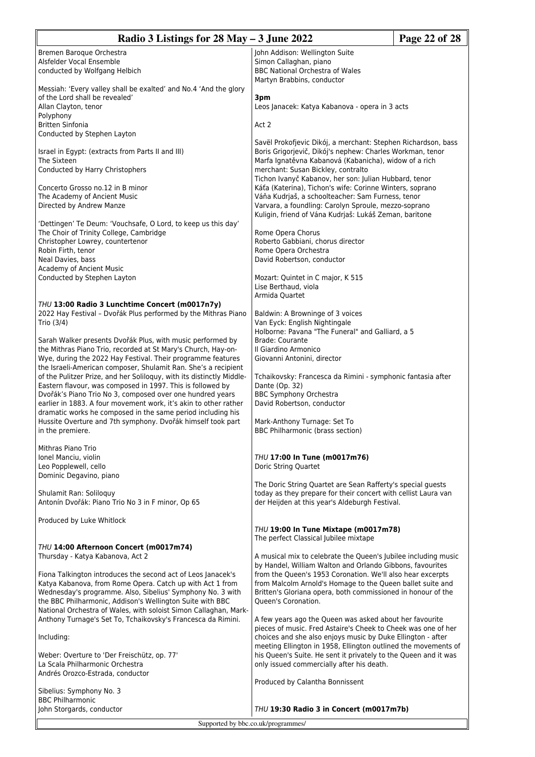Bremen Baroque Orchestra
Alsfelder Vocal Ensemble
conducted by Wolfgang Helbich

Messiah: 'Every valley shall be exalted' and No.4 'And the glory of the Lord shall be revealed'
Allan Clayton, tenor
Polyphony
Britten Sinfonia
Conducted by Stephen Layton

Israel in Egypt: (extracts from Parts II and III)
The Sixteen
Conducted by Harry Christophers

Concerto Grosso no.12 in B minor
The Academy of Ancient Music
Directed by Andrew Manze

'Dettingen' Te Deum: 'Vouchsafe, O Lord, to keep us this day'
The Choir of Trinity College, Cambridge
Christopher Lowrey, countertenor
Robin Firth, tenor
Neal Davies, bass
Academy of Ancient Music
Conducted by Stephen Layton

*THU* **13:00 Radio 3 Lunchtime Concert (m0017n7y)**
2022 Hay Festival – Dvořák Plus performed by the Mithras Piano Trio (3/4)

Sarah Walker presents Dvořák Plus, with music performed by the Mithras Piano Trio, recorded at St Mary's Church, Hay-on-Wye, during the 2022 Hay Festival. Their programme features the Israeli-American composer, Shulamit Ran. She's a recipient of the Pulitzer Prize, and her Soliloquy, with its distinctly Middle-Eastern flavour, was composed in 1997. This is followed by Dvořák's Piano Trio No 3, composed over one hundred years earlier in 1883. A four movement work, it's akin to other rather dramatic works he composed in the same period including his Hussite Overture and 7th symphony. Dvořák himself took part in the premiere.

Mithras Piano Trio
Ionel Manciu, violin
Leo Popplewell, cello
Dominic Degavino, piano

Shulamit Ran: Soliloquy
Antonín Dvořák: Piano Trio No 3 in F minor, Op 65

Produced by Luke Whitlock

*THU* **14:00 Afternoon Concert (m0017m74)**
Thursday - Katya Kabanova, Act 2

Fiona Talkington introduces the second act of Leos Janacek's Katya Kabanova, from Rome Opera. Catch up with Act 1 from Wednesday's programme. Also, Sibelius' Symphony No. 3 with the BBC Philharmonic, Addison's Wellington Suite with BBC National Orchestra of Wales, with soloist Simon Callaghan, Mark-Anthony Turnage's Set To, Tchaikovsky's Francesca da Rimini.

Including:

Weber: Overture to 'Der Freischütz, op. 77'
La Scala Philharmonic Orchestra
Andrés Orozco-Estrada, conductor

Sibelius: Symphony No. 3
BBC Philharmonic
John Storgards, conductor

John Addison: Wellington Suite
Simon Callaghan, piano
BBC National Orchestra of Wales
Martyn Brabbins, conductor

**3pm**
Leos Janacek: Katya Kabanova - opera in 3 acts

Act 2

Savël Prokofjevic Dikój, a merchant: Stephen Richardson, bass
Boris Grigorjevič, Dikój's nephew: Charles Workman, tenor
Marfa Ignatěvna Kabanová (Kabanicha), widow of a rich merchant: Susan Bickley, contralto
Tichon Ivanyč Kabanov, her son: Julian Hubbard, tenor
Káťa (Katerina), Tichon's wife: Corinne Winters, soprano
Váňa Kudrjaš, a schoolteacher: Sam Furness, tenor
Varvara, a foundling: Carolyn Sproule, mezzo-soprano
Kuligin, friend of Vána Kudrjaš: Lukáš Zeman, baritone

Rome Opera Chorus
Roberto Gabbiani, chorus director
Rome Opera Orchestra
David Robertson, conductor

Mozart: Quintet in C major, K 515
Lise Berthaud, viola
Armida Quartet

Baldwin: A Browninge of 3 voices
Van Eyck: English Nightingale
Holborne: Pavana "The Funeral" and Galliard, a 5
Brade: Courante
Il Giardino Armonico
Giovanni Antonini, director

Tchaikovsky: Francesca da Rimini - symphonic fantasia after Dante (Op. 32)
BBC Symphony Orchestra
David Robertson, conductor

Mark-Anthony Turnage: Set To
BBC Philharmonic (brass section)

*THU* **17:00 In Tune (m0017m76)**
Doric String Quartet

The Doric String Quartet are Sean Rafferty's special guests today as they prepare for their concert with cellist Laura van der Heijden at this year's Aldeburgh Festival.

*THU* **19:00 In Tune Mixtape (m0017m78)**
The perfect Classical Jubilee mixtape

A musical mix to celebrate the Queen's Jubilee including music by Handel, William Walton and Orlando Gibbons, favourites from the Queen's 1953 Coronation. We'll also hear excerpts from Malcolm Arnold's Homage to the Queen ballet suite and Britten's Gloriana opera, both commissioned in honour of the Queen's Coronation.

A few years ago the Queen was asked about her favourite pieces of music. Fred Astaire's Cheek to Cheek was one of her choices and she also enjoys music by Duke Ellington - after meeting Ellington in 1958, Ellington outlined the movements of his Queen's Suite. He sent it privately to the Queen and it was only issued commercially after his death.

Produced by Calantha Bonnissent

*THU* **19:30 Radio 3 in Concert (m0017m7b)**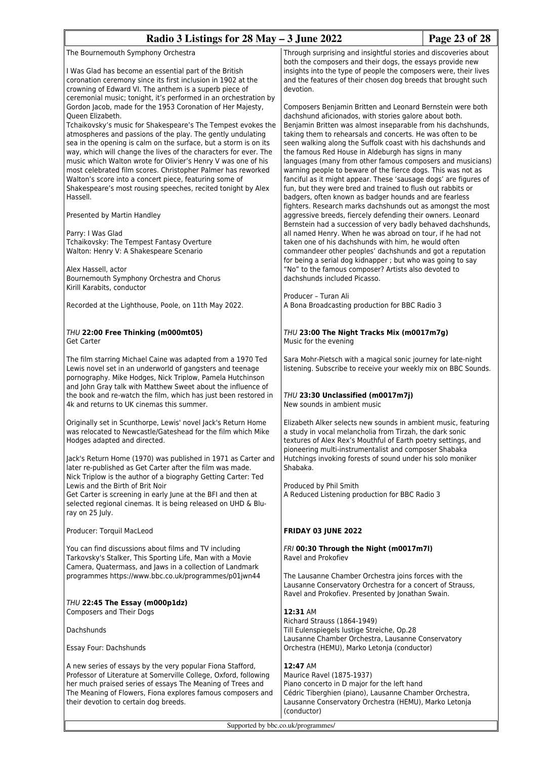The Bournemouth Symphony Orchestra

I Was Glad has become an essential part of the British coronation ceremony since its first inclusion in 1902 at the crowning of Edward VI. The anthem is a superb piece of ceremonial music; tonight, it's performed in an orchestration by Gordon Jacob, made for the 1953 Coronation of Her Majesty, Queen Elizabeth.
Tchaikovsky's music for Shakespeare's The Tempest evokes the atmospheres and passions of the play. The gently undulating sea in the opening is calm on the surface, but a storm is on its way, which will change the lives of the characters for ever. The music which Walton wrote for Olivier's Henry V was one of his most celebrated film scores. Christopher Palmer has reworked Walton's score into a concert piece, featuring some of Shakespeare's most rousing speeches, recited tonight by Alex Hassell.

Presented by Martin Handley

Parry: I Was Glad
Tchaikovsky: The Tempest Fantasy Overture
Walton: Henry V: A Shakespeare Scenario

Alex Hassell, actor
Bournemouth Symphony Orchestra and Chorus
Kirill Karabits, conductor

Recorded at the Lighthouse, Poole, on 11th May 2022.

### *THU* **22:00 Free Thinking (m000mt05)**
Get Carter

The film starring Michael Caine was adapted from a 1970 Ted Lewis novel set in an underworld of gangsters and teenage pornography. Mike Hodges, Nick Triplow, Pamela Hutchinson and John Gray talk with Matthew Sweet about the influence of the book and re-watch the film, which has just been restored in 4k and returns to UK cinemas this summer.

Originally set in Scunthorpe, Lewis' novel Jack's Return Home was relocated to Newcastle/Gateshead for the film which Mike Hodges adapted and directed.

Jack's Return Home (1970) was published in 1971 as Carter and later re-published as Get Carter after the film was made.
Nick Triplow is the author of a biography Getting Carter: Ted Lewis and the Birth of Brit Noir
Get Carter is screening in early June at the BFI and then at selected regional cinemas. It is being released on UHD & Blu-ray on 25 July.

Producer: Torquil MacLeod

You can find discussions about films and TV including Tarkovsky's Stalker, This Sporting Life, Man with a Movie Camera, Quatermass, and Jaws in a collection of Landmark programmes https://www.bbc.co.uk/programmes/p01jwn44

### *THU* **22:45 The Essay (m000p1dz)**
Composers and Their Dogs

Dachshunds

Essay Four: Dachshunds

A new series of essays by the very popular Fiona Stafford, Professor of Literature at Somerville College, Oxford, following her much praised series of essays The Meaning of Trees and The Meaning of Flowers, Fiona explores famous composers and their devotion to certain dog breeds.

Through surprising and insightful stories and discoveries about both the composers and their dogs, the essays provide new insights into the type of people the composers were, their lives and the features of their chosen dog breeds that brought such devotion.

Composers Benjamin Britten and Leonard Bernstein were both dachshund aficionados, with stories galore about both. Benjamin Britten was almost inseparable from his dachshunds, taking them to rehearsals and concerts. He was often to be seen walking along the Suffolk coast with his dachshunds and the famous Red House in Aldeburgh has signs in many languages (many from other famous composers and musicians) warning people to beware of the fierce dogs. This was not as fanciful as it might appear. These 'sausage dogs' are figures of fun, but they were bred and trained to flush out rabbits or badgers, often known as badger hounds and are fearless fighters. Research marks dachshunds out as amongst the most aggressive breeds, fiercely defending their owners. Leonard Bernstein had a succession of very badly behaved dachshunds, all named Henry. When he was abroad on tour, if he had not taken one of his dachshunds with him, he would often commandeer other peoples' dachshunds and got a reputation for being a serial dog kidnapper ; but who was going to say "No" to the famous composer? Artists also devoted to dachshunds included Picasso.

Producer – Turan Ali
A Bona Broadcasting production for BBC Radio 3

### *THU* **23:00 The Night Tracks Mix (m0017m7g)**
Music for the evening

Sara Mohr-Pietsch with a magical sonic journey for late-night listening. Subscribe to receive your weekly mix on BBC Sounds.

### *THU* **23:30 Unclassified (m0017m7j)**
New sounds in ambient music

Elizabeth Alker selects new sounds in ambient music, featuring a study in vocal melancholia from Tirzah, the dark sonic textures of Alex Rex's Mouthful of Earth poetry settings, and pioneering multi-instrumentalist and composer Shabaka Hutchings invoking forests of sound under his solo moniker Shabaka.

Produced by Phil Smith
A Reduced Listening production for BBC Radio 3

## FRIDAY 03 JUNE 2022

### *FRI* **00:30 Through the Night (m0017m7l)**
Ravel and Prokofiev

The Lausanne Chamber Orchestra joins forces with the Lausanne Conservatory Orchestra for a concert of Strauss, Ravel and Prokofiev. Presented by Jonathan Swain.

**12:31** AM
Richard Strauss (1864-1949)
Till Eulenspiegels lustige Streiche, Op.28
Lausanne Chamber Orchestra, Lausanne Conservatory Orchestra (HEMU), Marko Letonja (conductor)

**12:47** AM
Maurice Ravel (1875-1937)
Piano concerto in D major for the left hand
Cédric Tiberghien (piano), Lausanne Chamber Orchestra, Lausanne Conservatory Orchestra (HEMU), Marko Letonja (conductor)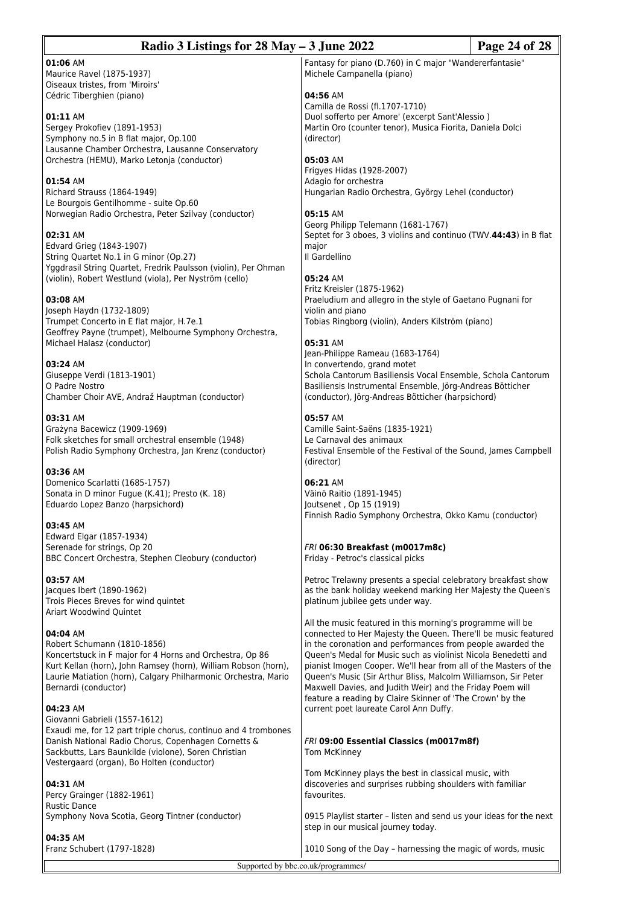**01:06** AM
Maurice Ravel (1875-1937)
Oiseaux tristes, from 'Miroirs'
Cédric Tiberghien (piano)

**01:11** AM
Sergey Prokofiev (1891-1953)
Symphony no.5 in B flat major, Op.100
Lausanne Chamber Orchestra, Lausanne Conservatory Orchestra (HEMU), Marko Letonja (conductor)

**01:54** AM
Richard Strauss (1864-1949)
Le Bourgois Gentilhomme - suite Op.60
Norwegian Radio Orchestra, Peter Szilvay (conductor)

**02:31** AM
Edvard Grieg (1843-1907)
String Quartet No.1 in G minor (Op.27)
Yggdrasil String Quartet, Fredrik Paulsson (violin), Per Ohman (violin), Robert Westlund (viola), Per Nyström (cello)

**03:08** AM
Joseph Haydn (1732-1809)
Trumpet Concerto in E flat major, H.7e.1
Geoffrey Payne (trumpet), Melbourne Symphony Orchestra, Michael Halasz (conductor)

**03:24** AM
Giuseppe Verdi (1813-1901)
O Padre Nostro
Chamber Choir AVE, Andraž Hauptman (conductor)

**03:31** AM
Grażyna Bacewicz (1909-1969)
Folk sketches for small orchestral ensemble (1948)
Polish Radio Symphony Orchestra, Jan Krenz (conductor)

**03:36** AM
Domenico Scarlatti (1685-1757)
Sonata in D minor Fugue (K.41); Presto (K. 18)
Eduardo Lopez Banzo (harpsichord)

**03:45** AM
Edward Elgar (1857-1934)
Serenade for strings, Op 20
BBC Concert Orchestra, Stephen Cleobury (conductor)

**03:57** AM
Jacques Ibert (1890-1962)
Trois Pieces Breves for wind quintet
Ariart Woodwind Quintet

**04:04** AM
Robert Schumann (1810-1856)
Koncertstuck in F major for 4 Horns and Orchestra, Op 86
Kurt Kellan (horn), John Ramsey (horn), William Robson (horn), Laurie Matiation (horn), Calgary Philharmonic Orchestra, Mario Bernardi (conductor)

**04:23** AM
Giovanni Gabrieli (1557-1612)
Exaudi me, for 12 part triple chorus, continuo and 4 trombones
Danish National Radio Chorus, Copenhagen Cornetts & Sackbutts, Lars Baunkilde (violone), Soren Christian Vestergaard (organ), Bo Holten (conductor)

**04:31** AM
Percy Grainger (1882-1961)
Rustic Dance
Symphony Nova Scotia, Georg Tintner (conductor)

**04:35** AM
Franz Schubert (1797-1828)
Fantasy for piano (D.760) in C major "Wandererfantasie"
Michele Campanella (piano)

**04:56** AM
Camilla de Rossi (fl.1707-1710)
Duol sofferto per Amore' (excerpt Sant'Alessio )
Martin Oro (counter tenor), Musica Fiorita, Daniela Dolci (director)

**05:03** AM
Frigyes Hidas (1928-2007)
Adagio for orchestra
Hungarian Radio Orchestra, György Lehel (conductor)

**05:15** AM
Georg Philipp Telemann (1681-1767)
Septet for 3 oboes, 3 violins and continuo (TWV.**44:43**) in B flat major
Il Gardellino

**05:24** AM
Fritz Kreisler (1875-1962)
Praeludium and allegro in the style of Gaetano Pugnani for violin and piano
Tobias Ringborg (violin), Anders Kilström (piano)

**05:31** AM
Jean-Philippe Rameau (1683-1764)
In convertendo, grand motet
Schola Cantorum Basiliensis Vocal Ensemble, Schola Cantorum Basiliensis Instrumental Ensemble, Jörg-Andreas Bötticher (conductor), Jörg-Andreas Bötticher (harpsichord)

**05:57** AM
Camille Saint-Saëns (1835-1921)
Le Carnaval des animaux
Festival Ensemble of the Festival of the Sound, James Campbell (director)

**06:21** AM
Väinö Raitio (1891-1945)
Joutsenet , Op 15 (1919)
Finnish Radio Symphony Orchestra, Okko Kamu (conductor)

*FRI* **06:30 Breakfast (m0017m8c)**
Friday - Petroc's classical picks

Petroc Trelawny presents a special celebratory breakfast show as the bank holiday weekend marking Her Majesty the Queen's platinum jubilee gets under way.

All the music featured in this morning's programme will be connected to Her Majesty the Queen. There'll be music featured in the coronation and performances from people awarded the Queen's Medal for Music such as violinist Nicola Benedetti and pianist Imogen Cooper. We'll hear from all of the Masters of the Queen's Music (Sir Arthur Bliss, Malcolm Williamson, Sir Peter Maxwell Davies, and Judith Weir) and the Friday Poem will feature a reading by Claire Skinner of 'The Crown' by the current poet laureate Carol Ann Duffy.

*FRI* **09:00 Essential Classics (m0017m8f)**
Tom McKinney

Tom McKinney plays the best in classical music, with discoveries and surprises rubbing shoulders with familiar favourites.

0915 Playlist starter – listen and send us your ideas for the next step in our musical journey today.

1010 Song of the Day – harnessing the magic of words, music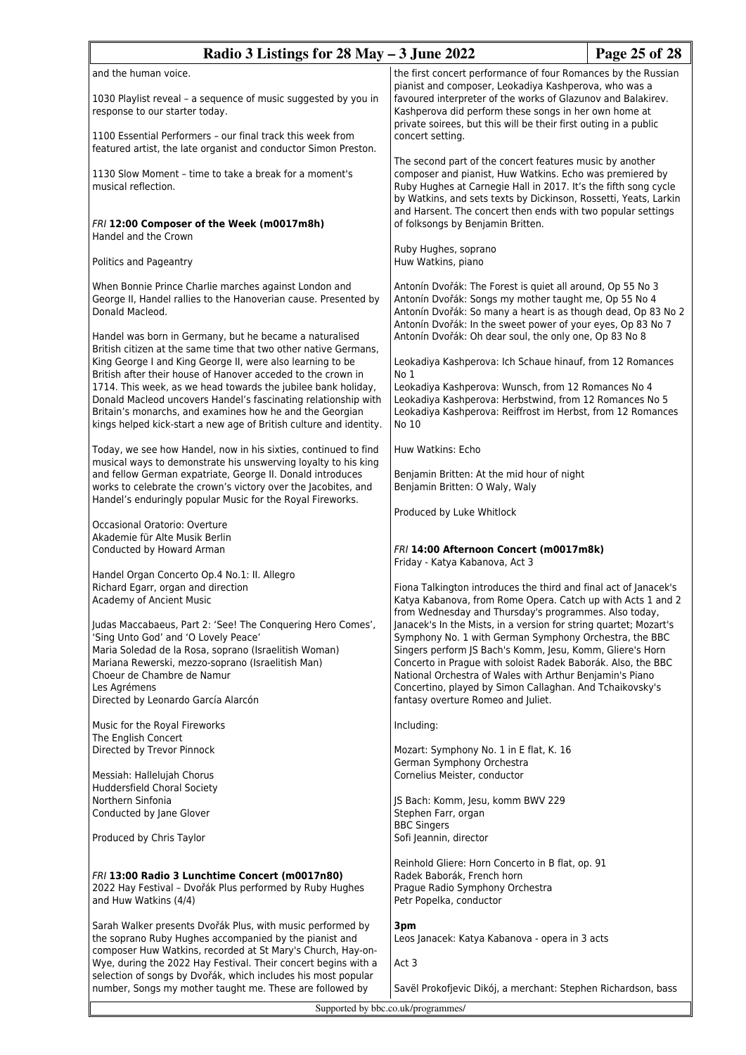and the human voice.

1030 Playlist reveal – a sequence of music suggested by you in response to our starter today.

1100 Essential Performers – our final track this week from featured artist, the late organist and conductor Simon Preston.

1130 Slow Moment – time to take a break for a moment's musical reflection.

### *FRI* **12:00 Composer of the Week (m0017m8h)**
Handel and the Crown

Politics and Pageantry

When Bonnie Prince Charlie marches against London and George II, Handel rallies to the Hanoverian cause. Presented by Donald Macleod.

Handel was born in Germany, but he became a naturalised British citizen at the same time that two other native Germans, King George I and King George II, were also learning to be British after their house of Hanover acceded to the crown in 1714. This week, as we head towards the jubilee bank holiday, Donald Macleod uncovers Handel's fascinating relationship with Britain's monarchs, and examines how he and the Georgian kings helped kick-start a new age of British culture and identity.

Today, we see how Handel, now in his sixties, continued to find musical ways to demonstrate his unswerving loyalty to his king and fellow German expatriate, George II. Donald introduces works to celebrate the crown's victory over the Jacobites, and Handel's enduringly popular Music for the Royal Fireworks.

Occasional Oratorio: Overture
Akademie für Alte Musik Berlin
Conducted by Howard Arman

Handel Organ Concerto Op.4 No.1: II. Allegro
Richard Egarr, organ and direction
Academy of Ancient Music

Judas Maccabaeus, Part 2: 'See! The Conquering Hero Comes', 'Sing Unto God' and 'O Lovely Peace'
Maria Soledad de la Rosa, soprano (Israelitish Woman)
Mariana Rewerski, mezzo-soprano (Israelitish Man)
Choeur de Chambre de Namur
Les Agrémens
Directed by Leonardo García Alarcón

Music for the Royal Fireworks
The English Concert
Directed by Trevor Pinnock

Messiah: Hallelujah Chorus
Huddersfield Choral Society
Northern Sinfonia
Conducted by Jane Glover

Produced by Chris Taylor

### *FRI* **13:00 Radio 3 Lunchtime Concert (m0017n80)**
2022 Hay Festival – Dvořák Plus performed by Ruby Hughes and Huw Watkins (4/4)

Sarah Walker presents Dvořák Plus, with music performed by the soprano Ruby Hughes accompanied by the pianist and composer Huw Watkins, recorded at St Mary's Church, Hay-on-Wye, during the 2022 Hay Festival. Their concert begins with a selection of songs by Dvořák, which includes his most popular number, Songs my mother taught me. These are followed by the first concert performance of four Romances by the Russian pianist and composer, Leokadiya Kashperova, who was a favoured interpreter of the works of Glazunov and Balakirev. Kashperova did perform these songs in her own home at private soirees, but this will be their first outing in a public concert setting.

The second part of the concert features music by another composer and pianist, Huw Watkins. Echo was premiered by Ruby Hughes at Carnegie Hall in 2017. It's the fifth song cycle by Watkins, and sets texts by Dickinson, Rossetti, Yeats, Larkin and Harsent. The concert then ends with two popular settings of folksongs by Benjamin Britten.

Ruby Hughes, soprano
Huw Watkins, piano

Antonín Dvořák: The Forest is quiet all around, Op 55 No 3
Antonín Dvořák: Songs my mother taught me, Op 55 No 4
Antonín Dvořák: So many a heart is as though dead, Op 83 No 2
Antonín Dvořák: In the sweet power of your eyes, Op 83 No 7
Antonín Dvořák: Oh dear soul, the only one, Op 83 No 8

Leokadiya Kashperova: Ich Schaue hinauf, from 12 Romances No 1
Leokadiya Kashperova: Wunsch, from 12 Romances No 4
Leokadiya Kashperova: Herbstwind, from 12 Romances No 5
Leokadiya Kashperova: Reiffrost im Herbst, from 12 Romances No 10

Huw Watkins: Echo

Benjamin Britten: At the mid hour of night
Benjamin Britten: O Waly, Waly

Produced by Luke Whitlock

### *FRI* **14:00 Afternoon Concert (m0017m8k)**
Friday - Katya Kabanova, Act 3

Fiona Talkington introduces the third and final act of Janacek's Katya Kabanova, from Rome Opera. Catch up with Acts 1 and 2 from Wednesday and Thursday's programmes. Also today, Janacek's In the Mists, in a version for string quartet; Mozart's Symphony No. 1 with German Symphony Orchestra, the BBC Singers perform JS Bach's Komm, Jesu, Komm, Gliere's Horn Concerto in Prague with soloist Radek Baborák. Also, the BBC National Orchestra of Wales with Arthur Benjamin's Piano Concertino, played by Simon Callaghan. And Tchaikovsky's fantasy overture Romeo and Juliet.

Including:

Mozart: Symphony No. 1 in E flat, K. 16
German Symphony Orchestra
Cornelius Meister, conductor

JS Bach: Komm, Jesu, komm BWV 229
Stephen Farr, organ
BBC Singers
Sofi Jeannin, director

Reinhold Gliere: Horn Concerto in B flat, op. 91
Radek Baborák, French horn
Prague Radio Symphony Orchestra
Petr Popelka, conductor

**3pm**
Leos Janacek: Katya Kabanova - opera in 3 acts

Act 3

Savël Prokofjevic Dikój, a merchant: Stephen Richardson, bass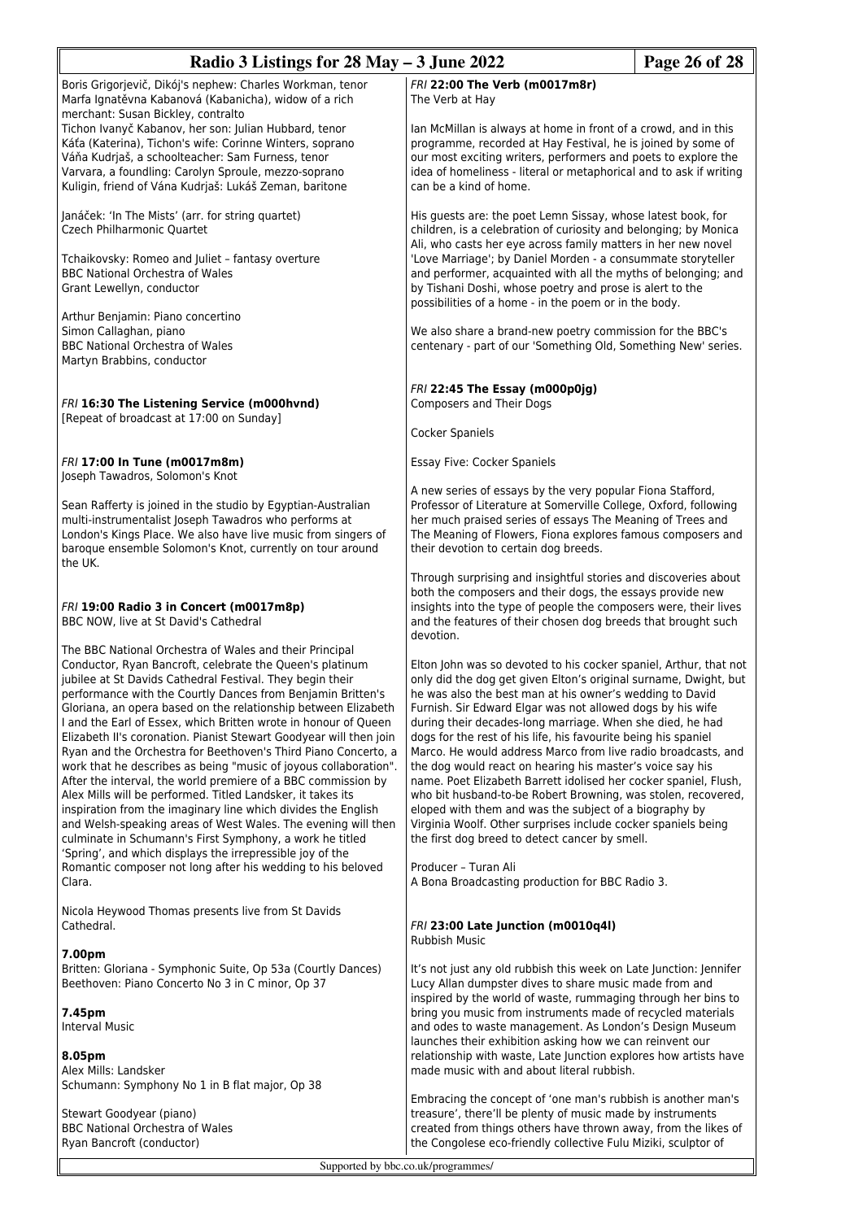Boris Grigorjevič, Dikój's nephew: Charles Workman, tenor
Marfa Ignatěvna Kabanová (Kabanicha), widow of a rich merchant: Susan Bickley, contralto
Tichon Ivanyč Kabanov, her son: Julian Hubbard, tenor
Káťa (Katerina), Tichon's wife: Corinne Winters, soprano
Váňa Kudrjaš, a schoolteacher: Sam Furness, tenor
Varvara, a foundling: Carolyn Sproule, mezzo-soprano
Kuligin, friend of Vána Kudrjaš: Lukáš Zeman, baritone

Janáček: 'In The Mists' (arr. for string quartet)
Czech Philharmonic Quartet

Tchaikovsky: Romeo and Juliet – fantasy overture
BBC National Orchestra of Wales
Grant Lewellyn, conductor

Arthur Benjamin: Piano concertino
Simon Callaghan, piano
BBC National Orchestra of Wales
Martyn Brabbins, conductor

### *FRI* **16:30 The Listening Service (m000hvnd)**

[Repeat of broadcast at 17:00 on Sunday]

### *FRI* **17:00 In Tune (m0017m8m)**

Joseph Tawadros, Solomon's Knot

Sean Rafferty is joined in the studio by Egyptian-Australian multi-instrumentalist Joseph Tawadros who performs at London's Kings Place. We also have live music from singers of baroque ensemble Solomon's Knot, currently on tour around the UK.

### *FRI* **19:00 Radio 3 in Concert (m0017m8p)**

BBC NOW, live at St David's Cathedral

The BBC National Orchestra of Wales and their Principal Conductor, Ryan Bancroft, celebrate the Queen's platinum jubilee at St Davids Cathedral Festival. They begin their performance with the Courtly Dances from Benjamin Britten's Gloriana, an opera based on the relationship between Elizabeth I and the Earl of Essex, which Britten wrote in honour of Queen Elizabeth II's coronation. Pianist Stewart Goodyear will then join Ryan and the Orchestra for Beethoven's Third Piano Concerto, a work that he describes as being "music of joyous collaboration". After the interval, the world premiere of a BBC commission by Alex Mills will be performed. Titled Landsker, it takes its inspiration from the imaginary line which divides the English and Welsh-speaking areas of West Wales. The evening will then culminate in Schumann's First Symphony, a work he titled 'Spring', and which displays the irrepressible joy of the Romantic composer not long after his wedding to his beloved Clara.

Nicola Heywood Thomas presents live from St Davids Cathedral.

**7.00pm**
Britten: Gloriana - Symphonic Suite, Op 53a (Courtly Dances)
Beethoven: Piano Concerto No 3 in C minor, Op 37

**7.45pm**
Interval Music

**8.05pm**
Alex Mills: Landsker
Schumann: Symphony No 1 in B flat major, Op 38

Stewart Goodyear (piano)
BBC National Orchestra of Wales
Ryan Bancroft (conductor)

### *FRI* **22:00 The Verb (m0017m8r)**

The Verb at Hay

Ian McMillan is always at home in front of a crowd, and in this programme, recorded at Hay Festival, he is joined by some of our most exciting writers, performers and poets to explore the idea of homeliness - literal or metaphorical and to ask if writing can be a kind of home.

His guests are: the poet Lemn Sissay, whose latest book, for children, is a celebration of curiosity and belonging; by Monica Ali, who casts her eye across family matters in her new novel 'Love Marriage'; by Daniel Morden - a consummate storyteller and performer, acquainted with all the myths of belonging; and by Tishani Doshi, whose poetry and prose is alert to the possibilities of a home - in the poem or in the body.

We also share a brand-new poetry commission for the BBC's centenary - part of our 'Something Old, Something New' series.

### *FRI* **22:45 The Essay (m000p0jg)**

Composers and Their Dogs

Cocker Spaniels

Essay Five: Cocker Spaniels

A new series of essays by the very popular Fiona Stafford, Professor of Literature at Somerville College, Oxford, following her much praised series of essays The Meaning of Trees and The Meaning of Flowers, Fiona explores famous composers and their devotion to certain dog breeds.

Through surprising and insightful stories and discoveries about both the composers and their dogs, the essays provide new insights into the type of people the composers were, their lives and the features of their chosen dog breeds that brought such devotion.

Elton John was so devoted to his cocker spaniel, Arthur, that not only did the dog get given Elton's original surname, Dwight, but he was also the best man at his owner's wedding to David Furnish. Sir Edward Elgar was not allowed dogs by his wife during their decades-long marriage. When she died, he had dogs for the rest of his life, his favourite being his spaniel Marco. He would address Marco from live radio broadcasts, and the dog would react on hearing his master's voice say his name. Poet Elizabeth Barrett idolised her cocker spaniel, Flush, who bit husband-to-be Robert Browning, was stolen, recovered, eloped with them and was the subject of a biography by Virginia Woolf. Other surprises include cocker spaniels being the first dog breed to detect cancer by smell.

Producer – Turan Ali
A Bona Broadcasting production for BBC Radio 3.

### *FRI* **23:00 Late Junction (m0010q4l)**

Rubbish Music

It's not just any old rubbish this week on Late Junction: Jennifer Lucy Allan dumpster dives to share music made from and inspired by the world of waste, rummaging through her bins to bring you music from instruments made of recycled materials and odes to waste management. As London's Design Museum launches their exhibition asking how we can reinvent our relationship with waste, Late Junction explores how artists have made music with and about literal rubbish.

Embracing the concept of 'one man's rubbish is another man's treasure', there'll be plenty of music made by instruments created from things others have thrown away, from the likes of the Congolese eco-friendly collective Fulu Miziki, sculptor of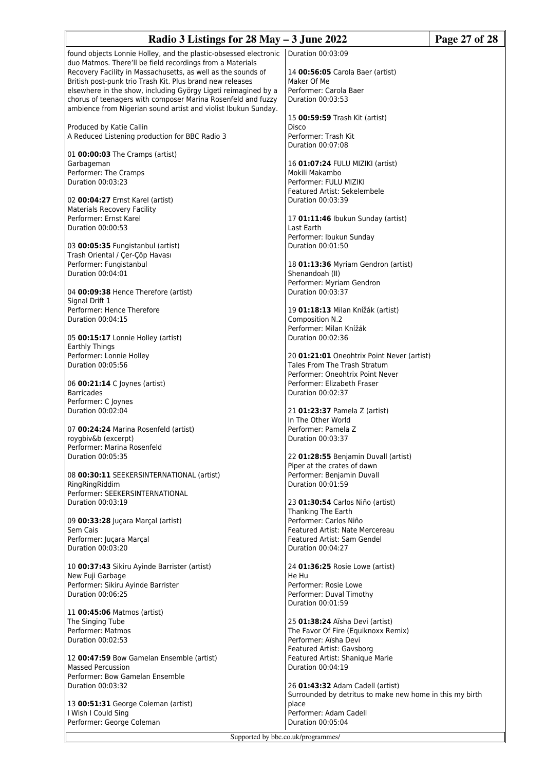found objects Lonnie Holley, and the plastic-obsessed electronic duo Matmos. There'll be field recordings from a Materials Recovery Facility in Massachusetts, as well as the sounds of British post-punk trio Trash Kit. Plus brand new releases elsewhere in the show, including György Ligeti reimagined by a chorus of teenagers with composer Marina Rosenfeld and fuzzy ambience from Nigerian sound artist and violist Ibukun Sunday.

Produced by Katie Callin
A Reduced Listening production for BBC Radio 3

01 **00:00:03** The Cramps (artist)
Garbageman
Performer: The Cramps
Duration 00:03:23

02 **00:04:27** Ernst Karel (artist)
Materials Recovery Facility
Performer: Ernst Karel
Duration 00:00:53

03 **00:05:35** Fungistanbul (artist)
Trash Oriental / Çer-Çöp Havası
Performer: Fungistanbul
Duration 00:04:01

04 **00:09:38** Hence Therefore (artist)
Signal Drift 1
Performer: Hence Therefore
Duration 00:04:15

05 **00:15:17** Lonnie Holley (artist)
Earthly Things
Performer: Lonnie Holley
Duration 00:05:56

06 **00:21:14** C Joynes (artist)
Barricades
Performer: C Joynes
Duration 00:02:04

07 **00:24:24** Marina Rosenfeld (artist)
roygbiv&b (excerpt)
Performer: Marina Rosenfeld
Duration 00:05:35

08 **00:30:11** SEEKERSINTERNATIONAL (artist)
RingRingRiddim
Performer: SEEKERSINTERNATIONAL
Duration 00:03:19

09 **00:33:28** Juçara Marçal (artist)
Sem Cais
Performer: Juçara Marçal
Duration 00:03:20

10 **00:37:43** Sikiru Ayinde Barrister (artist)
New Fuji Garbage
Performer: Sikiru Ayinde Barrister
Duration 00:06:25

11 **00:45:06** Matmos (artist)
The Singing Tube
Performer: Matmos
Duration 00:02:53

12 **00:47:59** Bow Gamelan Ensemble (artist)
Massed Percussion
Performer: Bow Gamelan Ensemble
Duration 00:03:32

13 **00:51:31** George Coleman (artist)
I Wish I Could Sing
Performer: George Coleman
Duration 00:03:09

14 **00:56:05** Carola Baer (artist)
Maker Of Me
Performer: Carola Baer
Duration 00:03:53

15 **00:59:59** Trash Kit (artist)
Disco
Performer: Trash Kit
Duration 00:07:08

16 **01:07:24** FULU MIZIKI (artist)
Mokili Makambo
Performer: FULU MIZIKI
Featured Artist: Sekelembele
Duration 00:03:39

17 **01:11:46** Ibukun Sunday (artist)
Last Earth
Performer: Ibukun Sunday
Duration 00:01:50

18 **01:13:36** Myriam Gendron (artist)
Shenandoah (II)
Performer: Myriam Gendron
Duration 00:03:37

19 **01:18:13** Milan Knížák (artist)
Composition N.2
Performer: Milan Knížák
Duration 00:02:36

20 **01:21:01** Oneohtrix Point Never (artist)
Tales From The Trash Stratum
Performer: Oneohtrix Point Never
Performer: Elizabeth Fraser
Duration 00:02:37

21 **01:23:37** Pamela Z (artist)
In The Other World
Performer: Pamela Z
Duration 00:03:37

22 **01:28:55** Benjamin Duvall (artist)
Piper at the crates of dawn
Performer: Benjamin Duvall
Duration 00:01:59

23 **01:30:54** Carlos Niño (artist)
Thanking The Earth
Performer: Carlos Niño
Featured Artist: Nate Mercereau
Featured Artist: Sam Gendel
Duration 00:04:27

24 **01:36:25** Rosie Lowe (artist)
He Hu
Performer: Rosie Lowe
Performer: Duval Timothy
Duration 00:01:59

25 **01:38:24** Aïsha Devi (artist)
The Favor Of Fire (Equiknoxx Remix)
Performer: Aïsha Devi
Featured Artist: Gavsborg
Featured Artist: Shanique Marie
Duration 00:04:19

26 **01:43:32** Adam Cadell (artist)
Surrounded by detritus to make new home in this my birth place
Performer: Adam Cadell
Duration 00:05:04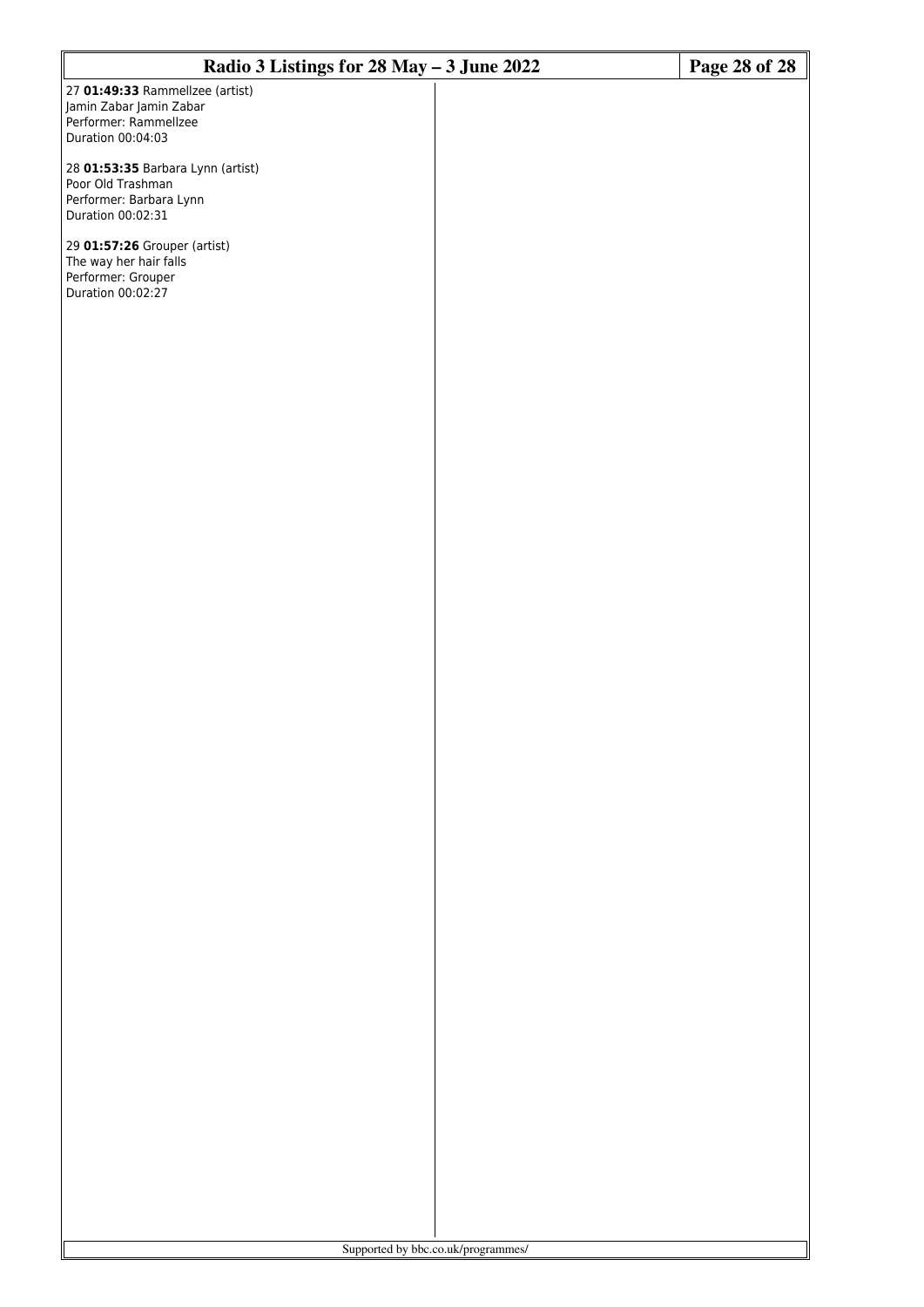27 **01:49:33** Rammellzee (artist)
Jamin Zabar Jamin Zabar
Performer: Rammellzee
Duration 00:04:03

28 **01:53:35** Barbara Lynn (artist)
Poor Old Trashman
Performer: Barbara Lynn
Duration 00:02:31

29 **01:57:26** Grouper (artist)
The way her hair falls
Performer: Grouper
Duration 00:02:27